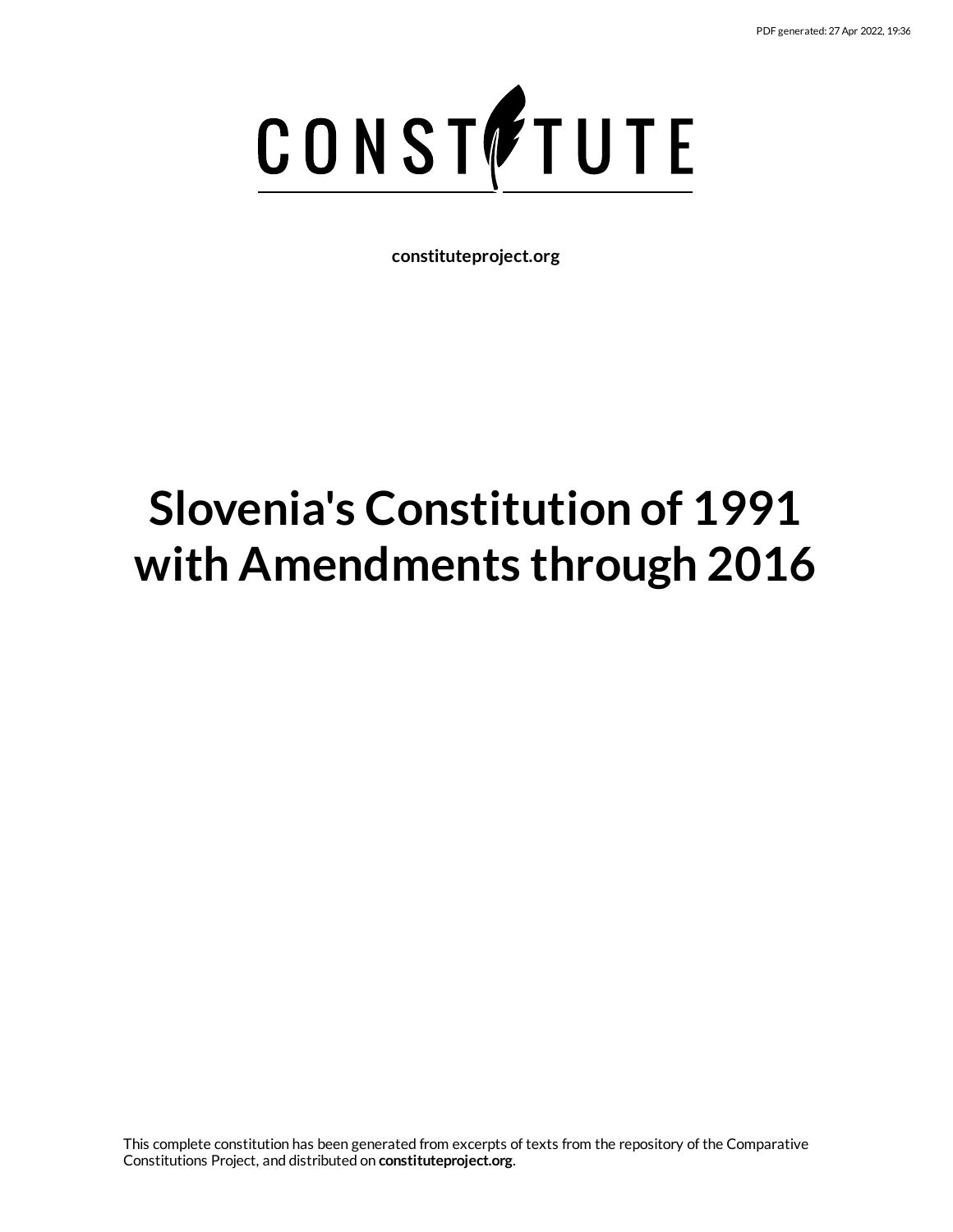# CONSTITUTE

**constituteproject.org**

# Slovenia's Constitution of 1991 with Amendments through 2016

This complete constitution has been generated from excerpts of texts from the repository of the Comparative Constitutions Project, and distributed on **constituteproject.org**.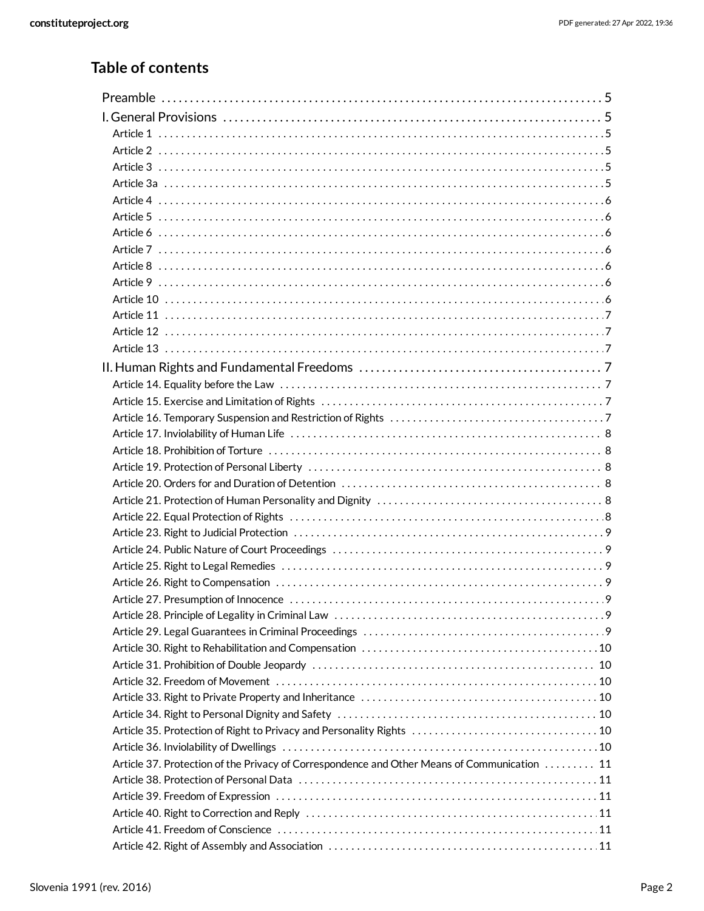## Table of contents

- Preamble ..... 5
- I. General Provisions ..... 5
  - Article 1 ..... 5
  - Article 2 ..... 5
  - Article 3 ..... 5
  - Article 3a ..... 5
  - Article 4 ..... 6
  - Article 5 ..... 6
  - Article 6 ..... 6
  - Article 7 ..... 6
  - Article 8 ..... 6
  - Article 9 ..... 6
  - Article 10 ..... 6
  - Article 11 ..... 7
  - Article 12 ..... 7
  - Article 13 ..... 7
- II. Human Rights and Fundamental Freedoms ..... 7
  - Article 14. Equality before the Law ..... 7
  - Article 15. Exercise and Limitation of Rights ..... 7
  - Article 16. Temporary Suspension and Restriction of Rights ..... 7
  - Article 17. Inviolability of Human Life ..... 8
  - Article 18. Prohibition of Torture ..... 8
  - Article 19. Protection of Personal Liberty ..... 8
  - Article 20. Orders for and Duration of Detention ..... 8
  - Article 21. Protection of Human Personality and Dignity ..... 8
  - Article 22. Equal Protection of Rights ..... 8
  - Article 23. Right to Judicial Protection ..... 9
  - Article 24. Public Nature of Court Proceedings ..... 9
  - Article 25. Right to Legal Remedies ..... 9
  - Article 26. Right to Compensation ..... 9
  - Article 27. Presumption of Innocence ..... 9
  - Article 28. Principle of Legality in Criminal Law ..... 9
  - Article 29. Legal Guarantees in Criminal Proceedings ..... 9
  - Article 30. Right to Rehabilitation and Compensation ..... 10
  - Article 31. Prohibition of Double Jeopardy ..... 10
  - Article 32. Freedom of Movement ..... 10
  - Article 33. Right to Private Property and Inheritance ..... 10
  - Article 34. Right to Personal Dignity and Safety ..... 10
  - Article 35. Protection of Right to Privacy and Personality Rights ..... 10
  - Article 36. Inviolability of Dwellings ..... 10
  - Article 37. Protection of the Privacy of Correspondence and Other Means of Communication ..... 11
  - Article 38. Protection of Personal Data ..... 11
  - Article 39. Freedom of Expression ..... 11
  - Article 40. Right to Correction and Reply ..... 11
  - Article 41. Freedom of Conscience ..... 11
  - Article 42. Right of Assembly and Association ..... 11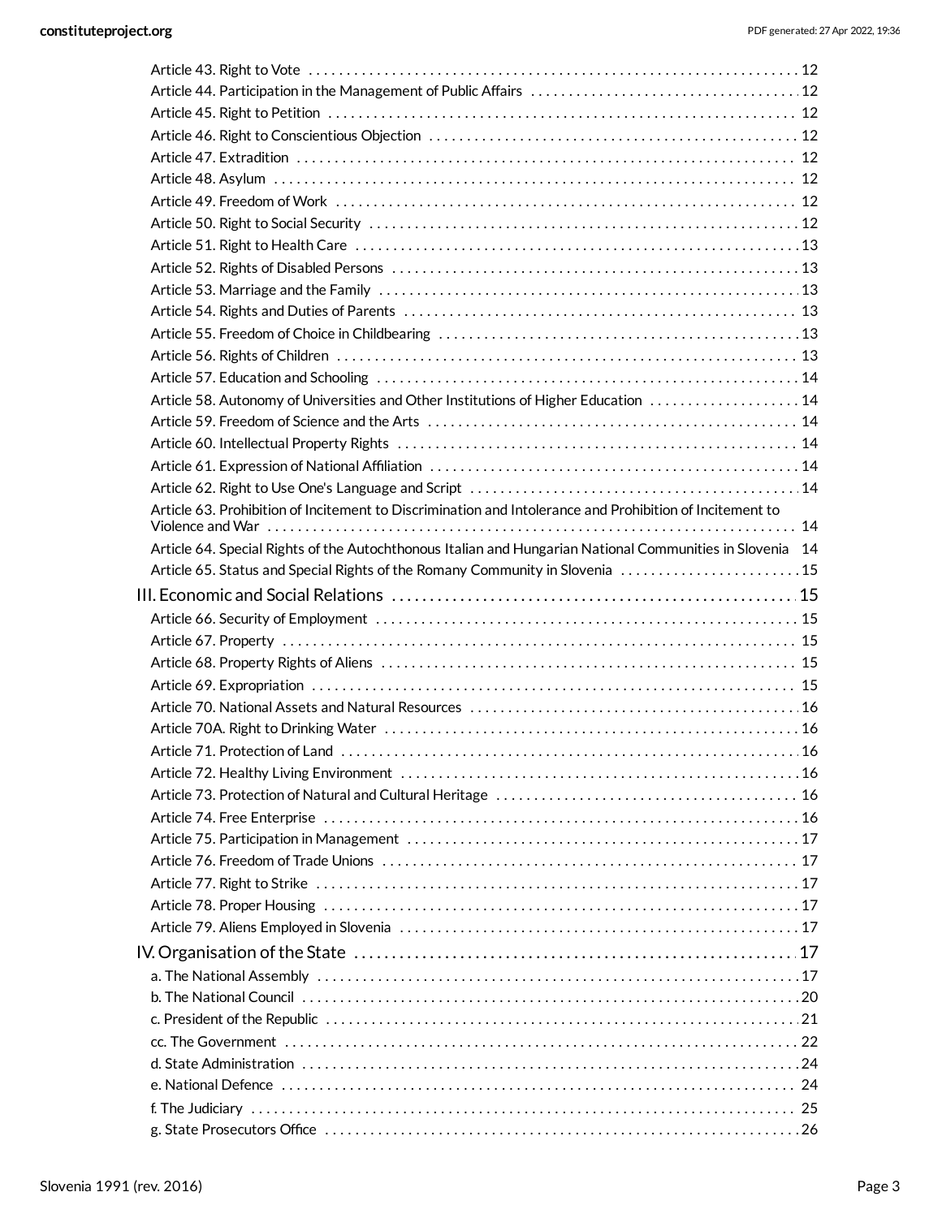Article 43. Right to Vote . . . . . . . . . . 12
Article 44. Participation in the Management of Public Affairs . . . . . . . . . . 12
Article 45. Right to Petition . . . . . . . . . . 12
Article 46. Right to Conscientious Objection . . . . . . . . . . 12
Article 47. Extradition . . . . . . . . . . 12
Article 48. Asylum . . . . . . . . . . 12
Article 49. Freedom of Work . . . . . . . . . . 12
Article 50. Right to Social Security . . . . . . . . . . 12
Article 51. Right to Health Care . . . . . . . . . . 13
Article 52. Rights of Disabled Persons . . . . . . . . . . 13
Article 53. Marriage and the Family . . . . . . . . . . 13
Article 54. Rights and Duties of Parents . . . . . . . . . . 13
Article 55. Freedom of Choice in Childbearing . . . . . . . . . . 13
Article 56. Rights of Children . . . . . . . . . . 13
Article 57. Education and Schooling . . . . . . . . . . 14
Article 58. Autonomy of Universities and Other Institutions of Higher Education . . . . . . . . . . 14
Article 59. Freedom of Science and the Arts . . . . . . . . . . 14
Article 60. Intellectual Property Rights . . . . . . . . . . 14
Article 61. Expression of National Affiliation . . . . . . . . . . 14
Article 62. Right to Use One's Language and Script . . . . . . . . . . 14
Article 63. Prohibition of Incitement to Discrimination and Intolerance and Prohibition of Incitement to Violence and War . . . . . . . . . . 14
Article 64. Special Rights of the Autochthonous Italian and Hungarian National Communities in Slovenia 14
Article 65. Status and Special Rights of the Romany Community in Slovenia . . . . . . . . . . 15

III. Economic and Social Relations . . . . . . . . . . 15

Article 66. Security of Employment . . . . . . . . . . 15
Article 67. Property . . . . . . . . . . 15
Article 68. Property Rights of Aliens . . . . . . . . . . 15
Article 69. Expropriation . . . . . . . . . . 15
Article 70. National Assets and Natural Resources . . . . . . . . . . 16
Article 70A. Right to Drinking Water . . . . . . . . . . 16
Article 71. Protection of Land . . . . . . . . . . 16
Article 72. Healthy Living Environment . . . . . . . . . . 16
Article 73. Protection of Natural and Cultural Heritage . . . . . . . . . . 16
Article 74. Free Enterprise . . . . . . . . . . 16
Article 75. Participation in Management . . . . . . . . . . 17
Article 76. Freedom of Trade Unions . . . . . . . . . . 17
Article 77. Right to Strike . . . . . . . . . . 17
Article 78. Proper Housing . . . . . . . . . . 17
Article 79. Aliens Employed in Slovenia . . . . . . . . . . 17

IV. Organisation of the State . . . . . . . . . . 17

a. The National Assembly . . . . . . . . . . 17
b. The National Council . . . . . . . . . . 20
c. President of the Republic . . . . . . . . . . 21
cc. The Government . . . . . . . . . . 22
d. State Administration . . . . . . . . . . 24
e. National Defence . . . . . . . . . . 24
f. The Judiciary . . . . . . . . . . 25
g. State Prosecutors Office . . . . . . . . . . 26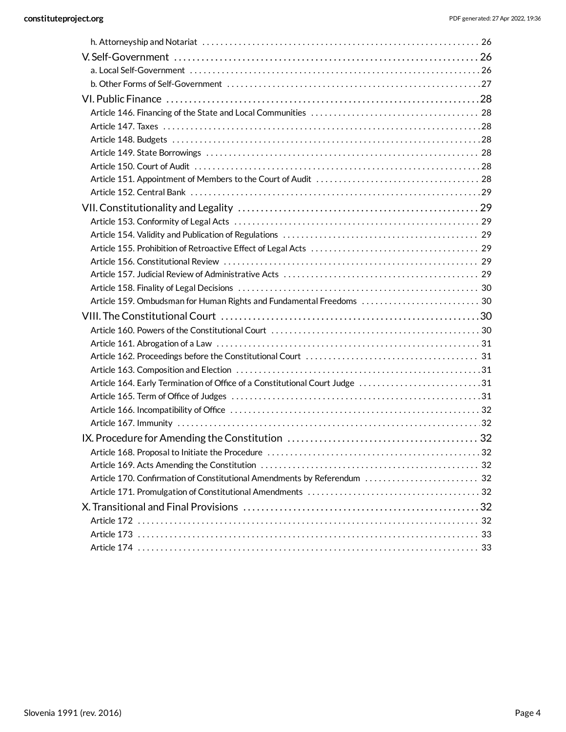h. Attorneyship and Notariat . . . . . . . . . . . . . . . . . . . . . . . . . . . . . . . . . . . . . . . . . . . . . . . . . . . . . . . . . . . . . 26

V. Self-Government . . . . . . . . . . . . . . . . . . . . . . . . . . . . . . . . . . . . . . . . . . . . . . . . . . . . . . . . . . . . . . . . 26

a. Local Self-Government . . . . . . . . . . . . . . . . . . . . . . . . . . . . . . . . . . . . . . . . . . . . . . . . . . . . . . . . . . . . . . 26

b. Other Forms of Self-Government . . . . . . . . . . . . . . . . . . . . . . . . . . . . . . . . . . . . . . . . . . . . . . . . . . . . . . . 27

VI. Public Finance . . . . . . . . . . . . . . . . . . . . . . . . . . . . . . . . . . . . . . . . . . . . . . . . . . . . . . . . . . . . . . . . . . 28

Article 146. Financing of the State and Local Communities . . . . . . . . . . . . . . . . . . . . . . . . . . . . . . . . . . . . 28

Article 147. Taxes . . . . . . . . . . . . . . . . . . . . . . . . . . . . . . . . . . . . . . . . . . . . . . . . . . . . . . . . . . . . . . . . . . . . 28

Article 148. Budgets . . . . . . . . . . . . . . . . . . . . . . . . . . . . . . . . . . . . . . . . . . . . . . . . . . . . . . . . . . . . . . . . . . 28

Article 149. State Borrowings . . . . . . . . . . . . . . . . . . . . . . . . . . . . . . . . . . . . . . . . . . . . . . . . . . . . . . . . . . . 28

Article 150. Court of Audit . . . . . . . . . . . . . . . . . . . . . . . . . . . . . . . . . . . . . . . . . . . . . . . . . . . . . . . . . . . . . 28

Article 151. Appointment of Members to the Court of Audit . . . . . . . . . . . . . . . . . . . . . . . . . . . . . . . . . . . 28

Article 152. Central Bank . . . . . . . . . . . . . . . . . . . . . . . . . . . . . . . . . . . . . . . . . . . . . . . . . . . . . . . . . . . . . . . 29

VII. Constitutionality and Legality . . . . . . . . . . . . . . . . . . . . . . . . . . . . . . . . . . . . . . . . . . . . . . . . . . . . 29

Article 153. Conformity of Legal Acts . . . . . . . . . . . . . . . . . . . . . . . . . . . . . . . . . . . . . . . . . . . . . . . . . . . . . 29

Article 154. Validity and Publication of Regulations . . . . . . . . . . . . . . . . . . . . . . . . . . . . . . . . . . . . . . . . . . 29

Article 155. Prohibition of Retroactive Effect of Legal Acts . . . . . . . . . . . . . . . . . . . . . . . . . . . . . . . . . . . . 29

Article 156. Constitutional Review . . . . . . . . . . . . . . . . . . . . . . . . . . . . . . . . . . . . . . . . . . . . . . . . . . . . . . . 29

Article 157. Judicial Review of Administrative Acts . . . . . . . . . . . . . . . . . . . . . . . . . . . . . . . . . . . . . . . . . . 29

Article 158. Finality of Legal Decisions . . . . . . . . . . . . . . . . . . . . . . . . . . . . . . . . . . . . . . . . . . . . . . . . . . . . 30

Article 159. Ombudsman for Human Rights and Fundamental Freedoms . . . . . . . . . . . . . . . . . . . . . . . . . 30

VIII. The Constitutional Court . . . . . . . . . . . . . . . . . . . . . . . . . . . . . . . . . . . . . . . . . . . . . . . . . . . . . . . . 30

Article 160. Powers of the Constitutional Court . . . . . . . . . . . . . . . . . . . . . . . . . . . . . . . . . . . . . . . . . . . . . 30

Article 161. Abrogation of a Law . . . . . . . . . . . . . . . . . . . . . . . . . . . . . . . . . . . . . . . . . . . . . . . . . . . . . . . . . 31

Article 162. Proceedings before the Constitutional Court . . . . . . . . . . . . . . . . . . . . . . . . . . . . . . . . . . . . . 31

Article 163. Composition and Election . . . . . . . . . . . . . . . . . . . . . . . . . . . . . . . . . . . . . . . . . . . . . . . . . . . . 31

Article 164. Early Termination of Office of a Constitutional Court Judge . . . . . . . . . . . . . . . . . . . . . . . . . . 31

Article 165. Term of Office of Judges . . . . . . . . . . . . . . . . . . . . . . . . . . . . . . . . . . . . . . . . . . . . . . . . . . . . . 31

Article 166. Incompatibility of Office . . . . . . . . . . . . . . . . . . . . . . . . . . . . . . . . . . . . . . . . . . . . . . . . . . . . . 32

Article 167. Immunity . . . . . . . . . . . . . . . . . . . . . . . . . . . . . . . . . . . . . . . . . . . . . . . . . . . . . . . . . . . . . . . . . 32

IX. Procedure for Amending the Constitution . . . . . . . . . . . . . . . . . . . . . . . . . . . . . . . . . . . . . . . . . . 32

Article 168. Proposal to Initiate the Procedure . . . . . . . . . . . . . . . . . . . . . . . . . . . . . . . . . . . . . . . . . . . . . . 32

Article 169. Acts Amending the Constitution . . . . . . . . . . . . . . . . . . . . . . . . . . . . . . . . . . . . . . . . . . . . . . . 32

Article 170. Confirmation of Constitutional Amendments by Referendum . . . . . . . . . . . . . . . . . . . . . . . . 32

Article 171. Promulgation of Constitutional Amendments . . . . . . . . . . . . . . . . . . . . . . . . . . . . . . . . . . . . . 32

X. Transitional and Final Provisions . . . . . . . . . . . . . . . . . . . . . . . . . . . . . . . . . . . . . . . . . . . . . . . . . . 32

Article 172 . . . . . . . . . . . . . . . . . . . . . . . . . . . . . . . . . . . . . . . . . . . . . . . . . . . . . . . . . . . . . . . . . . . . . . . . . 32

Article 173 . . . . . . . . . . . . . . . . . . . . . . . . . . . . . . . . . . . . . . . . . . . . . . . . . . . . . . . . . . . . . . . . . . . . . . . . . 33

Article 174 . . . . . . . . . . . . . . . . . . . . . . . . . . . . . . . . . . . . . . . . . . . . . . . . . . . . . . . . . . . . . . . . . . . . . . . . . 33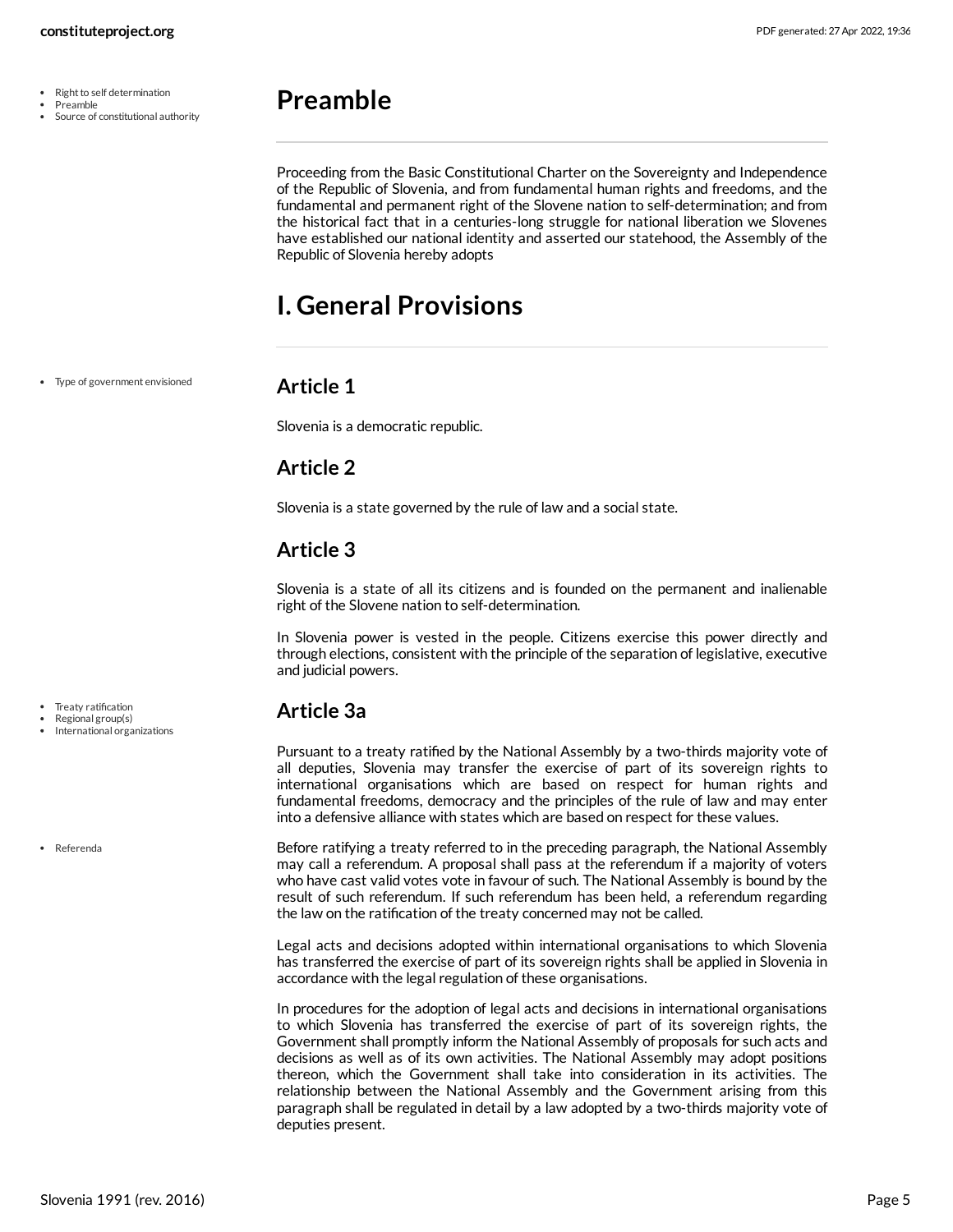- Right to self determination
- Preamble
- Source of constitutional authority

# Preamble

Proceeding from the Basic Constitutional Charter on the Sovereignty and Independence of the Republic of Slovenia, and from fundamental human rights and freedoms, and the fundamental and permanent right of the Slovene nation to self-determination; and from the historical fact that in a centuries-long struggle for national liberation we Slovenes have established our national identity and asserted our statehood, the Assembly of the Republic of Slovenia hereby adopts

# I. General Provisions

- Type of government envisioned

## Article 1

Slovenia is a democratic republic.

## Article 2

Slovenia is a state governed by the rule of law and a social state.

## Article 3

Slovenia is a state of all its citizens and is founded on the permanent and inalienable right of the Slovene nation to self-determination.

In Slovenia power is vested in the people. Citizens exercise this power directly and through elections, consistent with the principle of the separation of legislative, executive and judicial powers.

- Treaty ratification
- Regional group(s)
- International organizations

## Article 3a

Pursuant to a treaty ratified by the National Assembly by a two-thirds majority vote of all deputies, Slovenia may transfer the exercise of part of its sovereign rights to international organisations which are based on respect for human rights and fundamental freedoms, democracy and the principles of the rule of law and may enter into a defensive alliance with states which are based on respect for these values.

- Referenda

Before ratifying a treaty referred to in the preceding paragraph, the National Assembly may call a referendum. A proposal shall pass at the referendum if a majority of voters who have cast valid votes vote in favour of such. The National Assembly is bound by the result of such referendum. If such referendum has been held, a referendum regarding the law on the ratification of the treaty concerned may not be called.

Legal acts and decisions adopted within international organisations to which Slovenia has transferred the exercise of part of its sovereign rights shall be applied in Slovenia in accordance with the legal regulation of these organisations.

In procedures for the adoption of legal acts and decisions in international organisations to which Slovenia has transferred the exercise of part of its sovereign rights, the Government shall promptly inform the National Assembly of proposals for such acts and decisions as well as of its own activities. The National Assembly may adopt positions thereon, which the Government shall take into consideration in its activities. The relationship between the National Assembly and the Government arising from this paragraph shall be regulated in detail by a law adopted by a two-thirds majority vote of deputies present.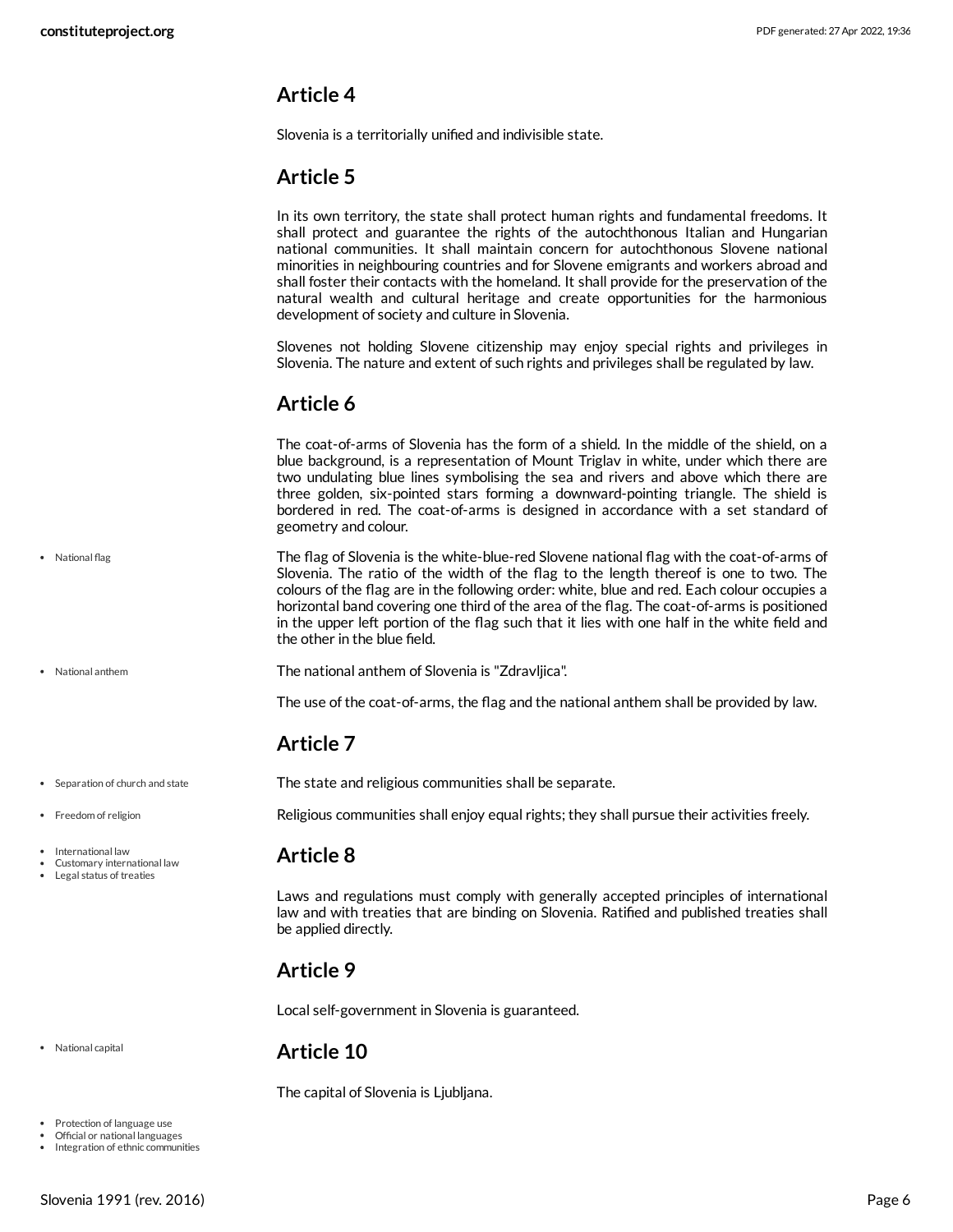## Article 4

Slovenia is a territorially unified and indivisible state.

## Article 5

In its own territory, the state shall protect human rights and fundamental freedoms. It shall protect and guarantee the rights of the autochthonous Italian and Hungarian national communities. It shall maintain concern for autochthonous Slovene national minorities in neighbouring countries and for Slovene emigrants and workers abroad and shall foster their contacts with the homeland. It shall provide for the preservation of the natural wealth and cultural heritage and create opportunities for the harmonious development of society and culture in Slovenia.

Slovenes not holding Slovene citizenship may enjoy special rights and privileges in Slovenia. The nature and extent of such rights and privileges shall be regulated by law.

## Article 6

The coat-of-arms of Slovenia has the form of a shield. In the middle of the shield, on a blue background, is a representation of Mount Triglav in white, under which there are two undulating blue lines symbolising the sea and rivers and above which there are three golden, six-pointed stars forming a downward-pointing triangle. The shield is bordered in red. The coat-of-arms is designed in accordance with a set standard of geometry and colour.

- National flag

The flag of Slovenia is the white-blue-red Slovene national flag with the coat-of-arms of Slovenia. The ratio of the width of the flag to the length thereof is one to two. The colours of the flag are in the following order: white, blue and red. Each colour occupies a horizontal band covering one third of the area of the flag. The coat-of-arms is positioned in the upper left portion of the flag such that it lies with one half in the white field and the other in the blue field.

- National anthem

The national anthem of Slovenia is "Zdravljica".

The use of the coat-of-arms, the flag and the national anthem shall be provided by law.

## Article 7

- Separation of church and state

The state and religious communities shall be separate.

- Freedom of religion

Religious communities shall enjoy equal rights; they shall pursue their activities freely.

- International law
- Customary international law
- Legal status of treaties

## Article 8

Laws and regulations must comply with generally accepted principles of international law and with treaties that are binding on Slovenia. Ratified and published treaties shall be applied directly.

## Article 9

Local self-government in Slovenia is guaranteed.

- National capital

## Article 10

The capital of Slovenia is Ljubljana.

- Protection of language use
- Official or national languages
- Integration of ethnic communities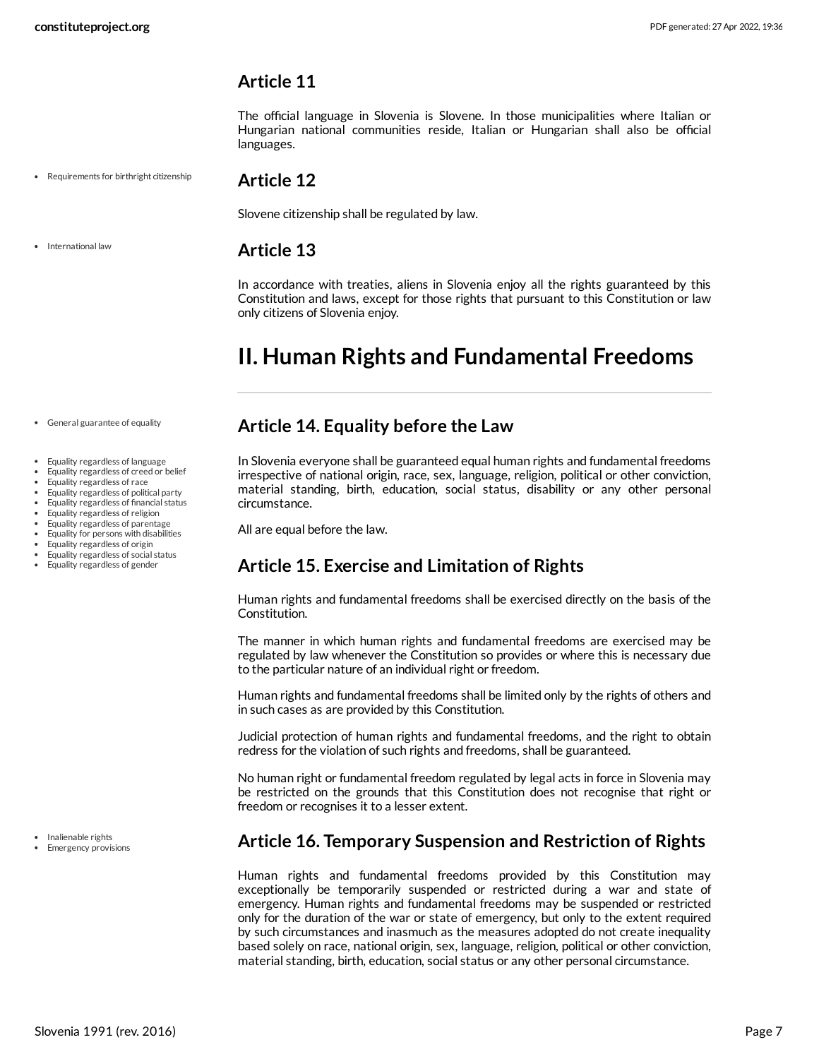## Article 11

The official language in Slovenia is Slovene. In those municipalities where Italian or Hungarian national communities reside, Italian or Hungarian shall also be official languages.

- Requirements for birthright citizenship

## Article 12

Slovene citizenship shall be regulated by law.

- International law

## Article 13

In accordance with treaties, aliens in Slovenia enjoy all the rights guaranteed by this Constitution and laws, except for those rights that pursuant to this Constitution or law only citizens of Slovenia enjoy.

# II. Human Rights and Fundamental Freedoms

- General guarantee of equality

## Article 14. Equality before the Law

- Equality regardless of language
- Equality regardless of creed or belief
- Equality regardless of race
- Equality regardless of political party
- Equality regardless of financial status
- Equality regardless of religion
- Equality regardless of parentage
- Equality for persons with disabilities
- Equality regardless of origin
- Equality regardless of social status
- Equality regardless of gender

In Slovenia everyone shall be guaranteed equal human rights and fundamental freedoms irrespective of national origin, race, sex, language, religion, political or other conviction, material standing, birth, education, social status, disability or any other personal circumstance.

All are equal before the law.

## Article 15. Exercise and Limitation of Rights

Human rights and fundamental freedoms shall be exercised directly on the basis of the Constitution.

The manner in which human rights and fundamental freedoms are exercised may be regulated by law whenever the Constitution so provides or where this is necessary due to the particular nature of an individual right or freedom.

Human rights and fundamental freedoms shall be limited only by the rights of others and in such cases as are provided by this Constitution.

Judicial protection of human rights and fundamental freedoms, and the right to obtain redress for the violation of such rights and freedoms, shall be guaranteed.

No human right or fundamental freedom regulated by legal acts in force in Slovenia may be restricted on the grounds that this Constitution does not recognise that right or freedom or recognises it to a lesser extent.

- Inalienable rights
- Emergency provisions

## Article 16. Temporary Suspension and Restriction of Rights

Human rights and fundamental freedoms provided by this Constitution may exceptionally be temporarily suspended or restricted during a war and state of emergency. Human rights and fundamental freedoms may be suspended or restricted only for the duration of the war or state of emergency, but only to the extent required by such circumstances and inasmuch as the measures adopted do not create inequality based solely on race, national origin, sex, language, religion, political or other conviction, material standing, birth, education, social status or any other personal circumstance.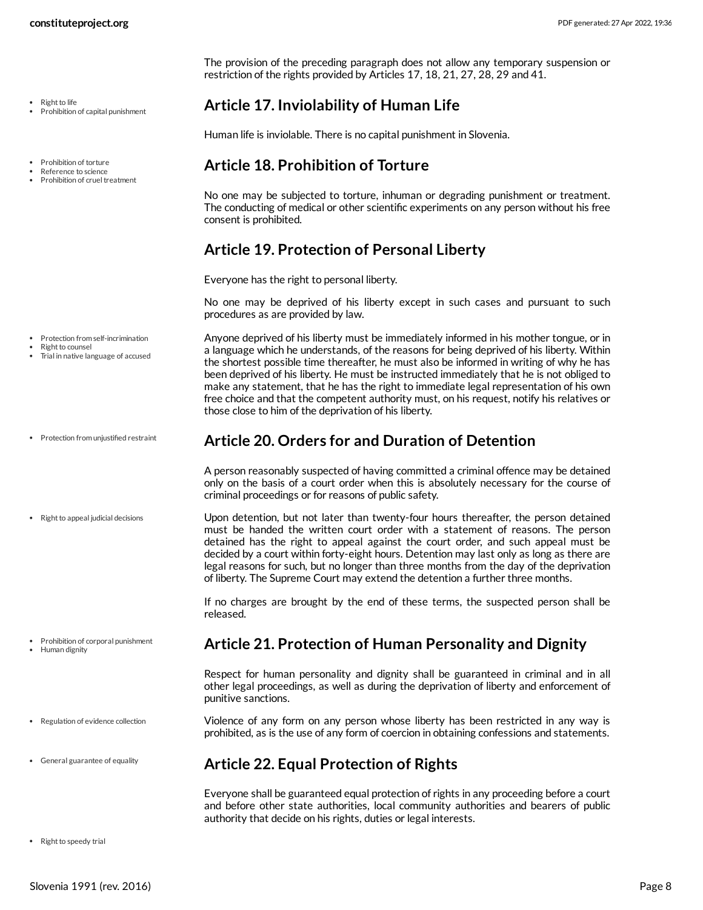The provision of the preceding paragraph does not allow any temporary suspension or restriction of the rights provided by Articles 17, 18, 21, 27, 28, 29 and 41.

- Right to life
- Prohibition of capital punishment

## Article 17. Inviolability of Human Life

Human life is inviolable. There is no capital punishment in Slovenia.

- Prohibition of torture
- Reference to science
- Prohibition of cruel treatment

## Article 18. Prohibition of Torture

No one may be subjected to torture, inhuman or degrading punishment or treatment. The conducting of medical or other scientific experiments on any person without his free consent is prohibited.

## Article 19. Protection of Personal Liberty

Everyone has the right to personal liberty.

No one may be deprived of his liberty except in such cases and pursuant to such procedures as are provided by law.

- Protection from self-incrimination
- Right to counsel
- Trial in native language of accused

Anyone deprived of his liberty must be immediately informed in his mother tongue, or in a language which he understands, of the reasons for being deprived of his liberty. Within the shortest possible time thereafter, he must also be informed in writing of why he has been deprived of his liberty. He must be instructed immediately that he is not obliged to make any statement, that he has the right to immediate legal representation of his own free choice and that the competent authority must, on his request, notify his relatives or those close to him of the deprivation of his liberty.

- Protection from unjustified restraint

## Article 20. Orders for and Duration of Detention

A person reasonably suspected of having committed a criminal offence may be detained only on the basis of a court order when this is absolutely necessary for the course of criminal proceedings or for reasons of public safety.

- Right to appeal judicial decisions

Upon detention, but not later than twenty-four hours thereafter, the person detained must be handed the written court order with a statement of reasons. The person detained has the right to appeal against the court order, and such appeal must be decided by a court within forty-eight hours. Detention may last only as long as there are legal reasons for such, but no longer than three months from the day of the deprivation of liberty. The Supreme Court may extend the detention a further three months.

If no charges are brought by the end of these terms, the suspected person shall be released.

- Prohibition of corporal punishment
- Human dignity

## Article 21. Protection of Human Personality and Dignity

Respect for human personality and dignity shall be guaranteed in criminal and in all other legal proceedings, as well as during the deprivation of liberty and enforcement of punitive sanctions.

- Regulation of evidence collection

Violence of any form on any person whose liberty has been restricted in any way is prohibited, as is the use of any form of coercion in obtaining confessions and statements.

- General guarantee of equality

## Article 22. Equal Protection of Rights

Everyone shall be guaranteed equal protection of rights in any proceeding before a court and before other state authorities, local community authorities and bearers of public authority that decide on his rights, duties or legal interests.

- Right to speedy trial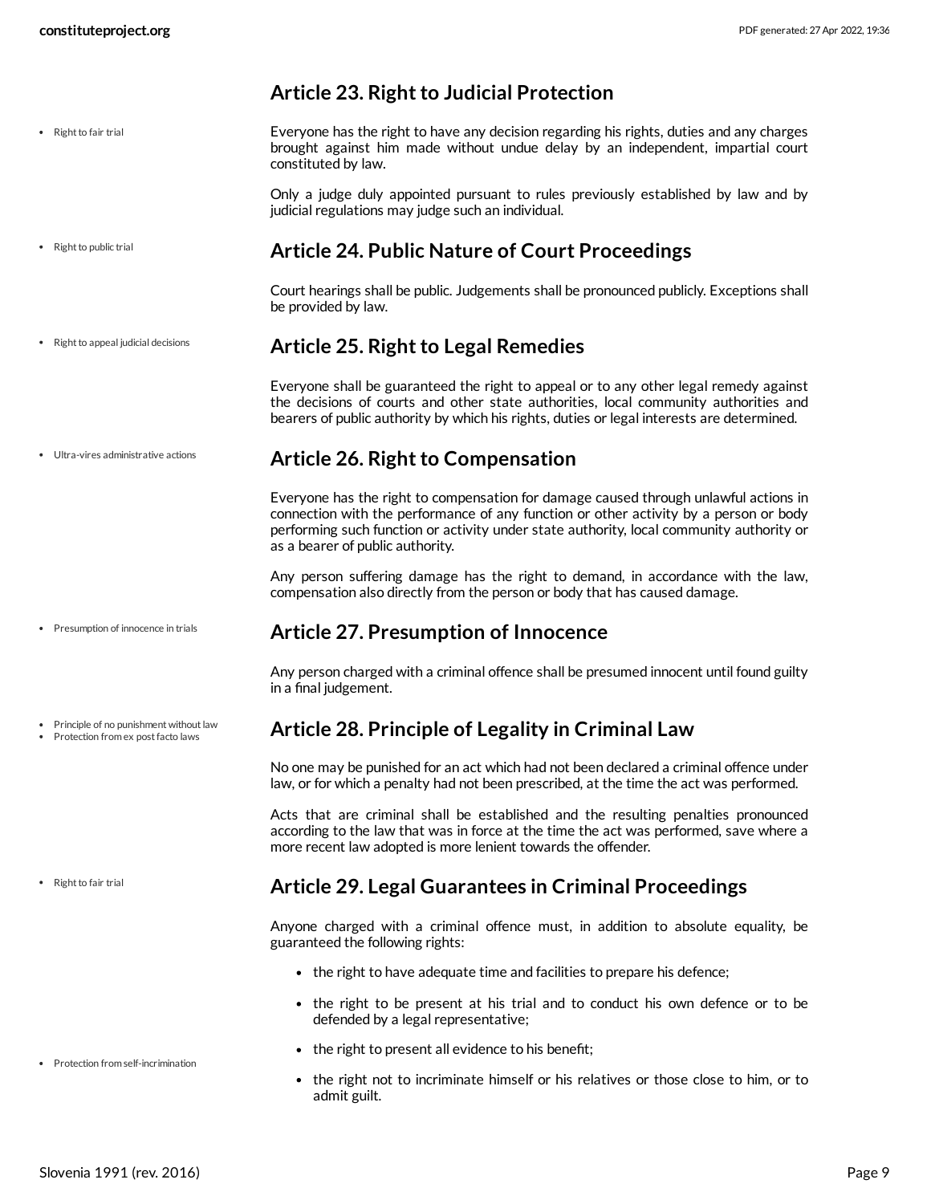## Article 23. Right to Judicial Protection

- Right to fair trial

Everyone has the right to have any decision regarding his rights, duties and any charges brought against him made without undue delay by an independent, impartial court constituted by law.

Only a judge duly appointed pursuant to rules previously established by law and by judicial regulations may judge such an individual.

## Article 24. Public Nature of Court Proceedings

- Right to public trial

Court hearings shall be public. Judgements shall be pronounced publicly. Exceptions shall be provided by law.

## Article 25. Right to Legal Remedies

- Right to appeal judicial decisions

Everyone shall be guaranteed the right to appeal or to any other legal remedy against the decisions of courts and other state authorities, local community authorities and bearers of public authority by which his rights, duties or legal interests are determined.

## Article 26. Right to Compensation

- Ultra-vires administrative actions

Everyone has the right to compensation for damage caused through unlawful actions in connection with the performance of any function or other activity by a person or body performing such function or activity under state authority, local community authority or as a bearer of public authority.

Any person suffering damage has the right to demand, in accordance with the law, compensation also directly from the person or body that has caused damage.

## Article 27. Presumption of Innocence

- Presumption of innocence in trials

Any person charged with a criminal offence shall be presumed innocent until found guilty in a final judgement.

## Article 28. Principle of Legality in Criminal Law

- Principle of no punishment without law
- Protection from ex post facto laws

No one may be punished for an act which had not been declared a criminal offence under law, or for which a penalty had not been prescribed, at the time the act was performed.

Acts that are criminal shall be established and the resulting penalties pronounced according to the law that was in force at the time the act was performed, save where a more recent law adopted is more lenient towards the offender.

## Article 29. Legal Guarantees in Criminal Proceedings

- Right to fair trial

Anyone charged with a criminal offence must, in addition to absolute equality, be guaranteed the following rights:

- the right to have adequate time and facilities to prepare his defence;
- the right to be present at his trial and to conduct his own defence or to be defended by a legal representative;
- the right to present all evidence to his benefit;
- the right not to incriminate himself or his relatives or those close to him, or to admit guilt.

- Protection from self-incrimination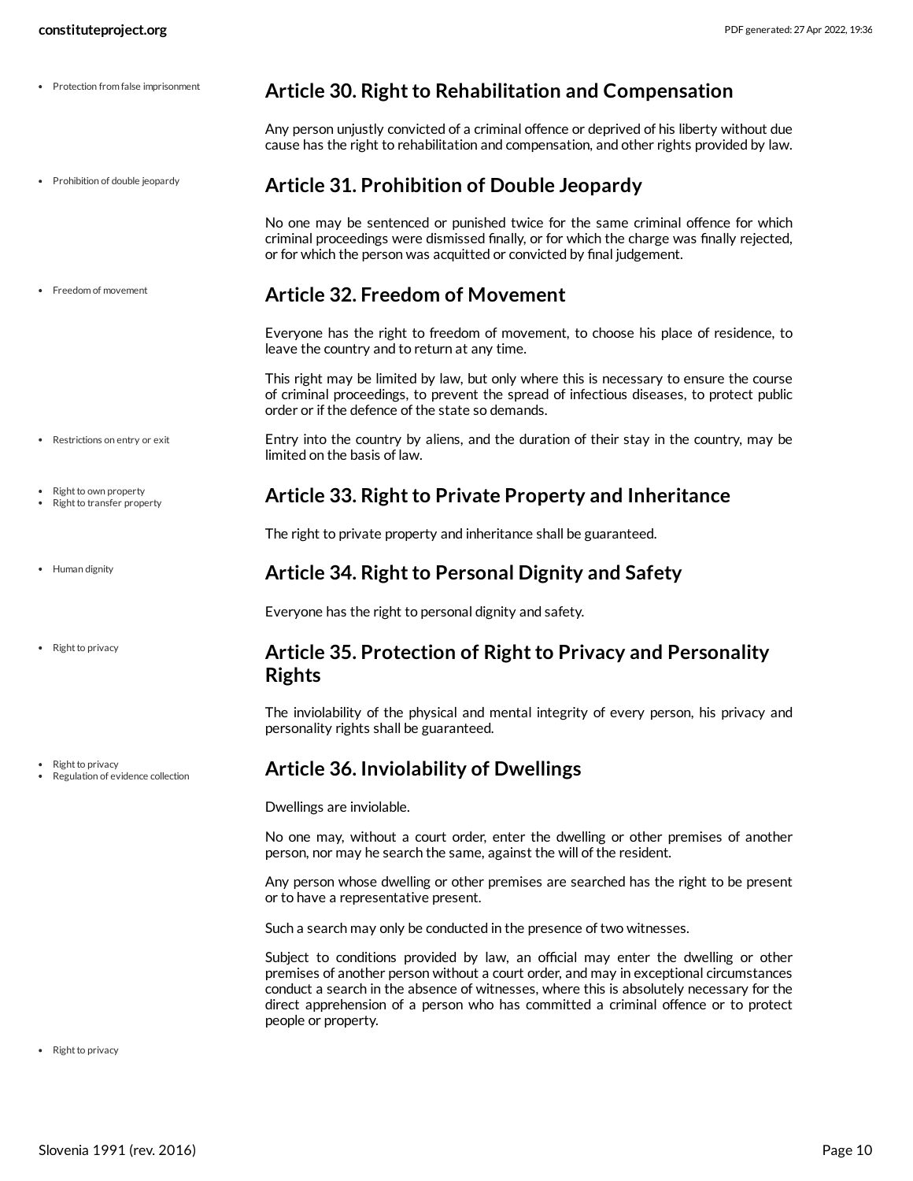- Protection from false imprisonment

## Article 30. Right to Rehabilitation and Compensation

Any person unjustly convicted of a criminal offence or deprived of his liberty without due cause has the right to rehabilitation and compensation, and other rights provided by law.

- Prohibition of double jeopardy

## Article 31. Prohibition of Double Jeopardy

No one may be sentenced or punished twice for the same criminal offence for which criminal proceedings were dismissed finally, or for which the charge was finally rejected, or for which the person was acquitted or convicted by final judgement.

- Freedom of movement

## Article 32. Freedom of Movement

Everyone has the right to freedom of movement, to choose his place of residence, to leave the country and to return at any time.

This right may be limited by law, but only where this is necessary to ensure the course of criminal proceedings, to prevent the spread of infectious diseases, to protect public order or if the defence of the state so demands.

- Restrictions on entry or exit

Entry into the country by aliens, and the duration of their stay in the country, may be limited on the basis of law.

- Right to own property
- Right to transfer property

## Article 33. Right to Private Property and Inheritance

The right to private property and inheritance shall be guaranteed.

- Human dignity

## Article 34. Right to Personal Dignity and Safety

Everyone has the right to personal dignity and safety.

- Right to privacy

## Article 35. Protection of Right to Privacy and Personality Rights

The inviolability of the physical and mental integrity of every person, his privacy and personality rights shall be guaranteed.

- Right to privacy
- Regulation of evidence collection

## Article 36. Inviolability of Dwellings

Dwellings are inviolable.

No one may, without a court order, enter the dwelling or other premises of another person, nor may he search the same, against the will of the resident.

Any person whose dwelling or other premises are searched has the right to be present or to have a representative present.

Such a search may only be conducted in the presence of two witnesses.

Subject to conditions provided by law, an official may enter the dwelling or other premises of another person without a court order, and may in exceptional circumstances conduct a search in the absence of witnesses, where this is absolutely necessary for the direct apprehension of a person who has committed a criminal offence or to protect people or property.

- Right to privacy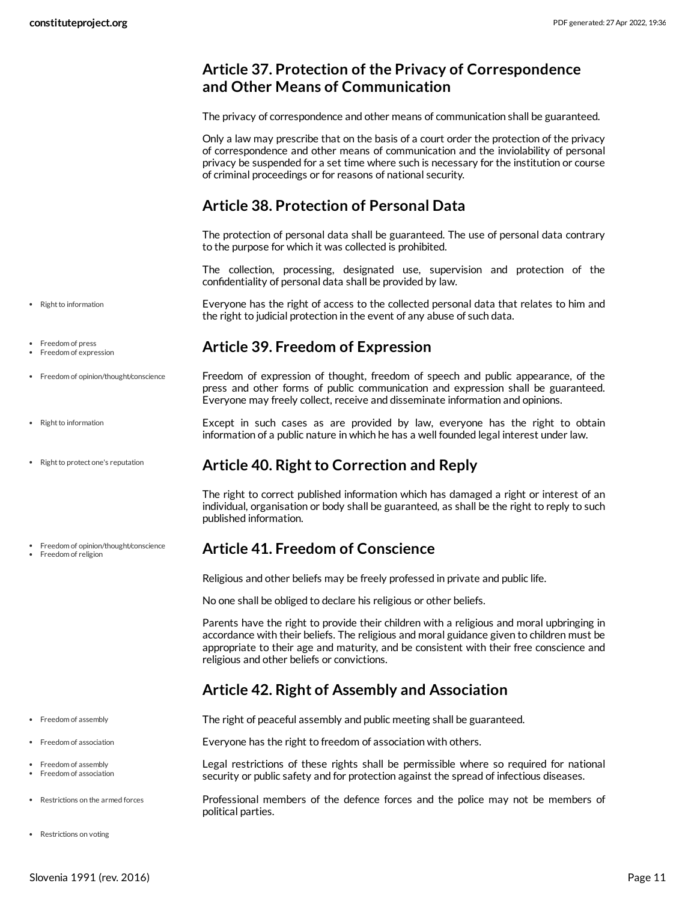## Article 37. Protection of the Privacy of Correspondence and Other Means of Communication

The privacy of correspondence and other means of communication shall be guaranteed.

Only a law may prescribe that on the basis of a court order the protection of the privacy of correspondence and other means of communication and the inviolability of personal privacy be suspended for a set time where such is necessary for the institution or course of criminal proceedings or for reasons of national security.

## Article 38. Protection of Personal Data

The protection of personal data shall be guaranteed. The use of personal data contrary to the purpose for which it was collected is prohibited.

The collection, processing, designated use, supervision and protection of the confidentiality of personal data shall be provided by law.

- Right to information

Everyone has the right of access to the collected personal data that relates to him and the right to judicial protection in the event of any abuse of such data.

- Freedom of press
- Freedom of expression

## Article 39. Freedom of Expression

- Freedom of opinion/thought/conscience

Freedom of expression of thought, freedom of speech and public appearance, of the press and other forms of public communication and expression shall be guaranteed. Everyone may freely collect, receive and disseminate information and opinions.

- Right to information

Except in such cases as are provided by law, everyone has the right to obtain information of a public nature in which he has a well founded legal interest under law.

- Right to protect one's reputation

## Article 40. Right to Correction and Reply

The right to correct published information which has damaged a right or interest of an individual, organisation or body shall be guaranteed, as shall be the right to reply to such published information.

- Freedom of opinion/thought/conscience
- Freedom of religion

## Article 41. Freedom of Conscience

Religious and other beliefs may be freely professed in private and public life.

No one shall be obliged to declare his religious or other beliefs.

Parents have the right to provide their children with a religious and moral upbringing in accordance with their beliefs. The religious and moral guidance given to children must be appropriate to their age and maturity, and be consistent with their free conscience and religious and other beliefs or convictions.

## Article 42. Right of Assembly and Association

- Freedom of assembly

The right of peaceful assembly and public meeting shall be guaranteed.

- Freedom of association

Everyone has the right to freedom of association with others.

- Freedom of assembly
- Freedom of association

Legal restrictions of these rights shall be permissible where so required for national security or public safety and for protection against the spread of infectious diseases.

- Restrictions on the armed forces

Professional members of the defence forces and the police may not be members of political parties.

- Restrictions on voting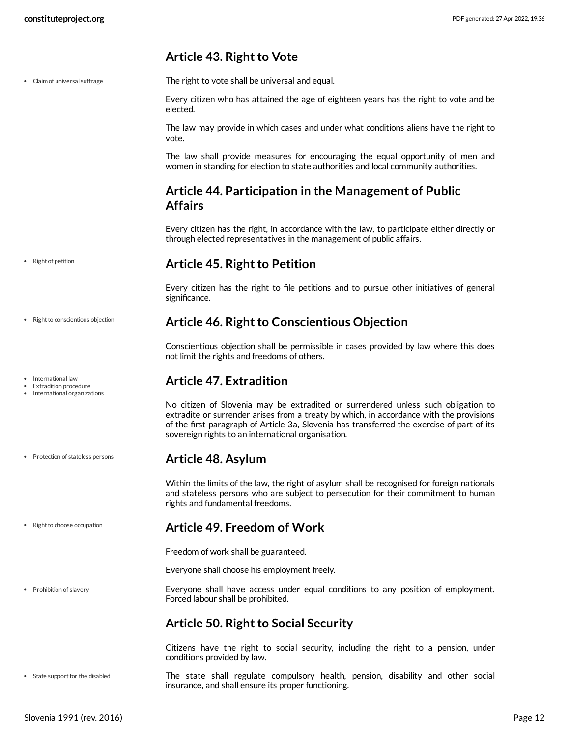## Article 43. Right to Vote

- Claim of universal suffrage

The right to vote shall be universal and equal.

Every citizen who has attained the age of eighteen years has the right to vote and be elected.

The law may provide in which cases and under what conditions aliens have the right to vote.

The law shall provide measures for encouraging the equal opportunity of men and women in standing for election to state authorities and local community authorities.

## Article 44. Participation in the Management of Public Affairs

Every citizen has the right, in accordance with the law, to participate either directly or through elected representatives in the management of public affairs.

- Right of petition

## Article 45. Right to Petition

Every citizen has the right to file petitions and to pursue other initiatives of general significance.

- Right to conscientious objection

## Article 46. Right to Conscientious Objection

Conscientious objection shall be permissible in cases provided by law where this does not limit the rights and freedoms of others.

- International law
- Extradition procedure
- International organizations

## Article 47. Extradition

No citizen of Slovenia may be extradited or surrendered unless such obligation to extradite or surrender arises from a treaty by which, in accordance with the provisions of the first paragraph of Article 3a, Slovenia has transferred the exercise of part of its sovereign rights to an international organisation.

- Protection of stateless persons

## Article 48. Asylum

Within the limits of the law, the right of asylum shall be recognised for foreign nationals and stateless persons who are subject to persecution for their commitment to human rights and fundamental freedoms.

- Right to choose occupation

## Article 49. Freedom of Work

Freedom of work shall be guaranteed.

Everyone shall choose his employment freely.

- Prohibition of slavery

Everyone shall have access under equal conditions to any position of employment. Forced labour shall be prohibited.

## Article 50. Right to Social Security

Citizens have the right to social security, including the right to a pension, under conditions provided by law.

- State support for the disabled

The state shall regulate compulsory health, pension, disability and other social insurance, and shall ensure its proper functioning.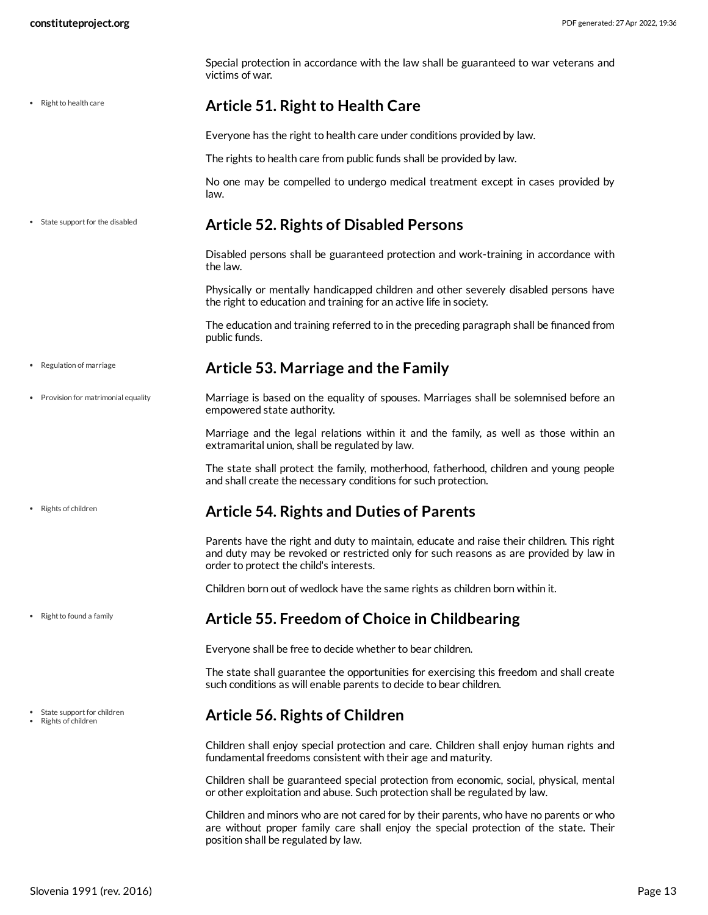Special protection in accordance with the law shall be guaranteed to war veterans and victims of war.

- Right to health care

## Article 51. Right to Health Care

Everyone has the right to health care under conditions provided by law.

The rights to health care from public funds shall be provided by law.

No one may be compelled to undergo medical treatment except in cases provided by law.

- State support for the disabled

## Article 52. Rights of Disabled Persons

Disabled persons shall be guaranteed protection and work-training in accordance with the law.

Physically or mentally handicapped children and other severely disabled persons have the right to education and training for an active life in society.

The education and training referred to in the preceding paragraph shall be financed from public funds.

- Regulation of marriage
- Provision for matrimonial equality

## Article 53. Marriage and the Family

Marriage is based on the equality of spouses. Marriages shall be solemnised before an empowered state authority.

Marriage and the legal relations within it and the family, as well as those within an extramarital union, shall be regulated by law.

The state shall protect the family, motherhood, fatherhood, children and young people and shall create the necessary conditions for such protection.

- Rights of children

## Article 54. Rights and Duties of Parents

Parents have the right and duty to maintain, educate and raise their children. This right and duty may be revoked or restricted only for such reasons as are provided by law in order to protect the child's interests.

Children born out of wedlock have the same rights as children born within it.

- Right to found a family

## Article 55. Freedom of Choice in Childbearing

Everyone shall be free to decide whether to bear children.

The state shall guarantee the opportunities for exercising this freedom and shall create such conditions as will enable parents to decide to bear children.

- State support for children
- Rights of children

## Article 56. Rights of Children

Children shall enjoy special protection and care. Children shall enjoy human rights and fundamental freedoms consistent with their age and maturity.

Children shall be guaranteed special protection from economic, social, physical, mental or other exploitation and abuse. Such protection shall be regulated by law.

Children and minors who are not cared for by their parents, who have no parents or who are without proper family care shall enjoy the special protection of the state. Their position shall be regulated by law.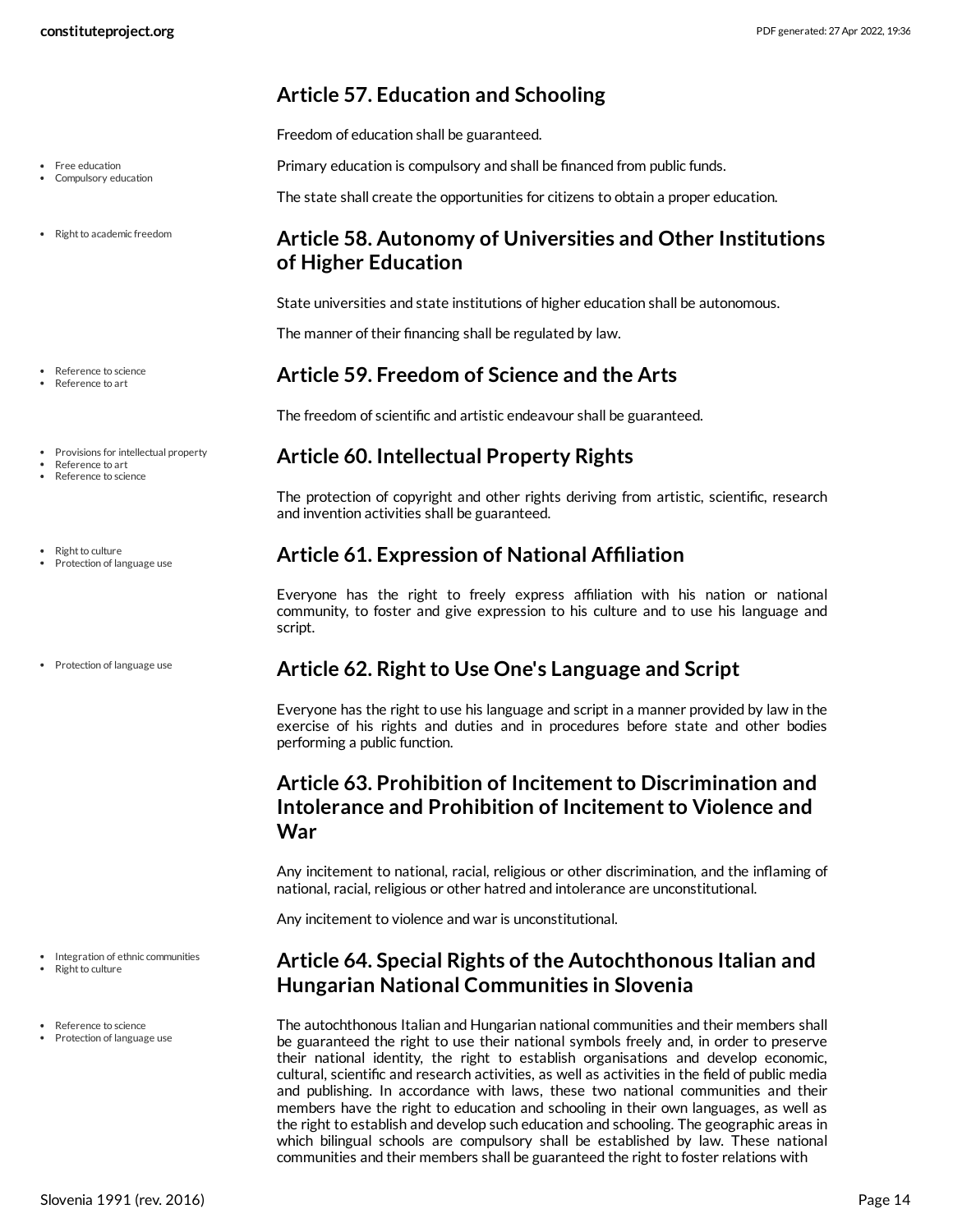## Article 57. Education and Schooling

Freedom of education shall be guaranteed.

- Free education
- Compulsory education

Primary education is compulsory and shall be financed from public funds.

The state shall create the opportunities for citizens to obtain a proper education.

- Right to academic freedom

## Article 58. Autonomy of Universities and Other Institutions of Higher Education

State universities and state institutions of higher education shall be autonomous.

The manner of their financing shall be regulated by law.

- Reference to science
- Reference to art

## Article 59. Freedom of Science and the Arts

The freedom of scientific and artistic endeavour shall be guaranteed.

- Provisions for intellectual property
- Reference to art
- Reference to science

## Article 60. Intellectual Property Rights

The protection of copyright and other rights deriving from artistic, scientific, research and invention activities shall be guaranteed.

- Right to culture
- Protection of language use

## Article 61. Expression of National Affiliation

Everyone has the right to freely express affiliation with his nation or national community, to foster and give expression to his culture and to use his language and script.

- Protection of language use

## Article 62. Right to Use One's Language and Script

Everyone has the right to use his language and script in a manner provided by law in the exercise of his rights and duties and in procedures before state and other bodies performing a public function.

## Article 63. Prohibition of Incitement to Discrimination and Intolerance and Prohibition of Incitement to Violence and War

Any incitement to national, racial, religious or other discrimination, and the inflaming of national, racial, religious or other hatred and intolerance are unconstitutional.

Any incitement to violence and war is unconstitutional.

- Integration of ethnic communities
- Right to culture

## Article 64. Special Rights of the Autochthonous Italian and Hungarian National Communities in Slovenia

- Reference to science
- Protection of language use

The autochthonous Italian and Hungarian national communities and their members shall be guaranteed the right to use their national symbols freely and, in order to preserve their national identity, the right to establish organisations and develop economic, cultural, scientific and research activities, as well as activities in the field of public media and publishing. In accordance with laws, these two national communities and their members have the right to education and schooling in their own languages, as well as the right to establish and develop such education and schooling. The geographic areas in which bilingual schools are compulsory shall be established by law. These national communities and their members shall be guaranteed the right to foster relations with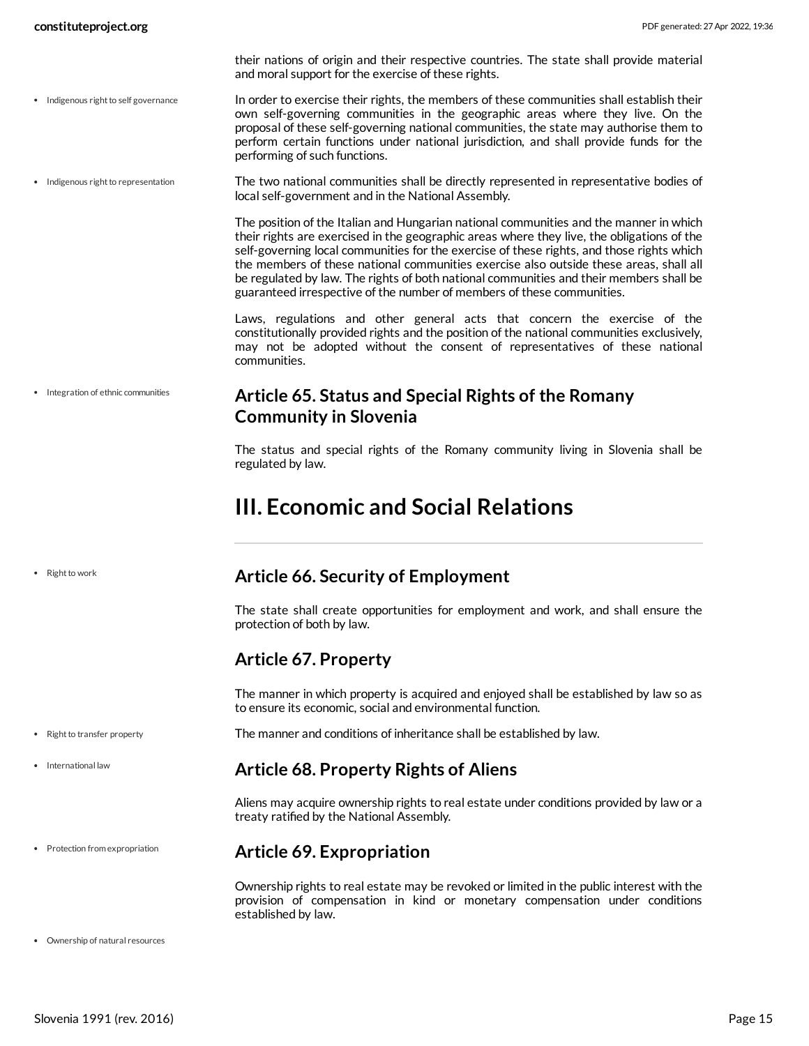their nations of origin and their respective countries. The state shall provide material and moral support for the exercise of these rights.

- Indigenous right to self governance

In order to exercise their rights, the members of these communities shall establish their own self-governing communities in the geographic areas where they live. On the proposal of these self-governing national communities, the state may authorise them to perform certain functions under national jurisdiction, and shall provide funds for the performing of such functions.

- Indigenous right to representation

The two national communities shall be directly represented in representative bodies of local self-government and in the National Assembly.

The position of the Italian and Hungarian national communities and the manner in which their rights are exercised in the geographic areas where they live, the obligations of the self-governing local communities for the exercise of these rights, and those rights which the members of these national communities exercise also outside these areas, shall all be regulated by law. The rights of both national communities and their members shall be guaranteed irrespective of the number of members of these communities.

Laws, regulations and other general acts that concern the exercise of the constitutionally provided rights and the position of the national communities exclusively, may not be adopted without the consent of representatives of these national communities.

- Integration of ethnic communities

### Article 65. Status and Special Rights of the Romany Community in Slovenia

The status and special rights of the Romany community living in Slovenia shall be regulated by law.

## III. Economic and Social Relations

- Right to work

### Article 66. Security of Employment

The state shall create opportunities for employment and work, and shall ensure the protection of both by law.

### Article 67. Property

The manner in which property is acquired and enjoyed shall be established by law so as to ensure its economic, social and environmental function.

- Right to transfer property

The manner and conditions of inheritance shall be established by law.

- International law

### Article 68. Property Rights of Aliens

Aliens may acquire ownership rights to real estate under conditions provided by law or a treaty ratified by the National Assembly.

- Protection from expropriation

### Article 69. Expropriation

Ownership rights to real estate may be revoked or limited in the public interest with the provision of compensation in kind or monetary compensation under conditions established by law.

- Ownership of natural resources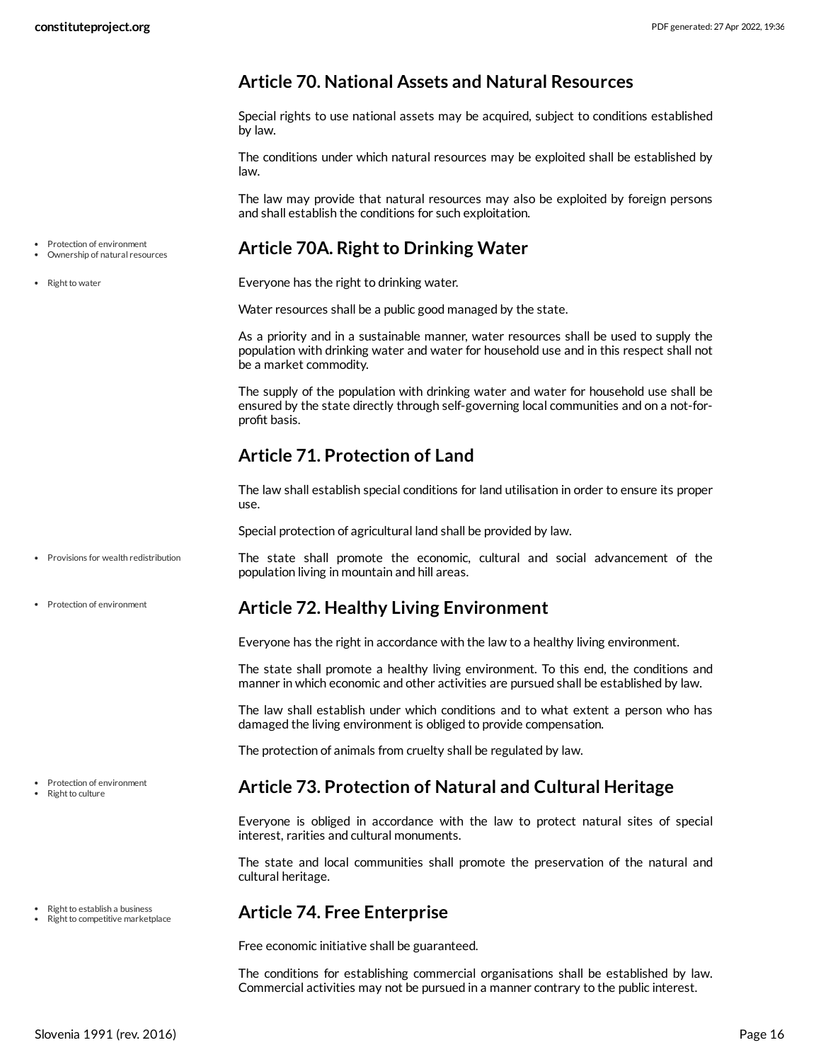## Article 70. National Assets and Natural Resources

Special rights to use national assets may be acquired, subject to conditions established by law.

The conditions under which natural resources may be exploited shall be established by law.

The law may provide that natural resources may also be exploited by foreign persons and shall establish the conditions for such exploitation.

- Protection of environment
- Ownership of natural resources

## Article 70A. Right to Drinking Water

- Right to water

Everyone has the right to drinking water.

Water resources shall be a public good managed by the state.

As a priority and in a sustainable manner, water resources shall be used to supply the population with drinking water and water for household use and in this respect shall not be a market commodity.

The supply of the population with drinking water and water for household use shall be ensured by the state directly through self-governing local communities and on a not-for-profit basis.

## Article 71. Protection of Land

The law shall establish special conditions for land utilisation in order to ensure its proper use.

Special protection of agricultural land shall be provided by law.

- Provisions for wealth redistribution

The state shall promote the economic, cultural and social advancement of the population living in mountain and hill areas.

- Protection of environment

## Article 72. Healthy Living Environment

Everyone has the right in accordance with the law to a healthy living environment.

The state shall promote a healthy living environment. To this end, the conditions and manner in which economic and other activities are pursued shall be established by law.

The law shall establish under which conditions and to what extent a person who has damaged the living environment is obliged to provide compensation.

The protection of animals from cruelty shall be regulated by law.

- Protection of environment
- Right to culture

## Article 73. Protection of Natural and Cultural Heritage

Everyone is obliged in accordance with the law to protect natural sites of special interest, rarities and cultural monuments.

The state and local communities shall promote the preservation of the natural and cultural heritage.

- Right to establish a business
- Right to competitive marketplace

## Article 74. Free Enterprise

Free economic initiative shall be guaranteed.

The conditions for establishing commercial organisations shall be established by law. Commercial activities may not be pursued in a manner contrary to the public interest.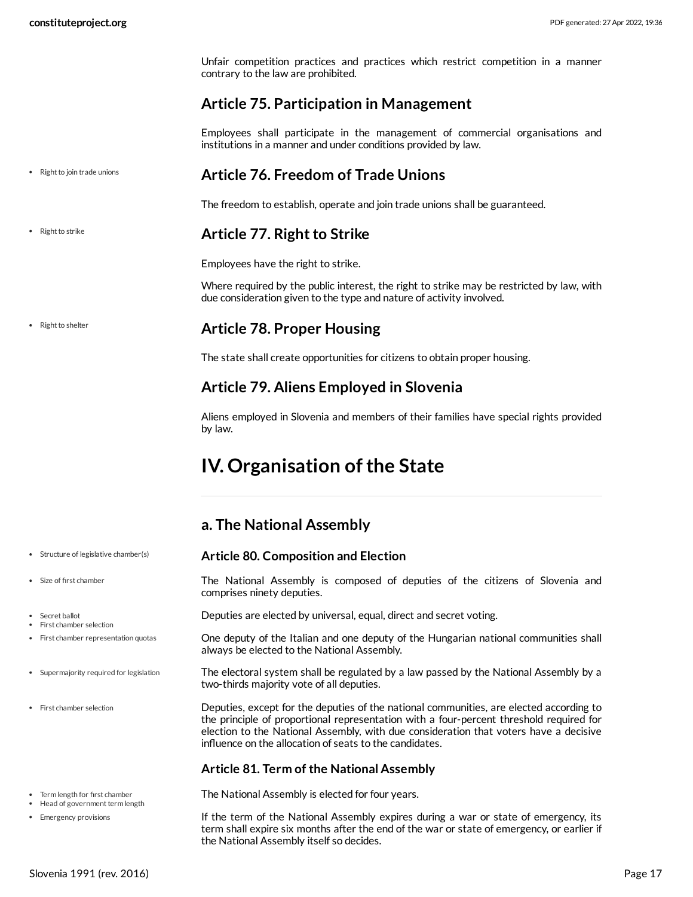Unfair competition practices and practices which restrict competition in a manner contrary to the law are prohibited.

### Article 75. Participation in Management

Employees shall participate in the management of commercial organisations and institutions in a manner and under conditions provided by law.

- Right to join trade unions

### Article 76. Freedom of Trade Unions

The freedom to establish, operate and join trade unions shall be guaranteed.

- Right to strike

### Article 77. Right to Strike

Employees have the right to strike.

Where required by the public interest, the right to strike may be restricted by law, with due consideration given to the type and nature of activity involved.

- Right to shelter

### Article 78. Proper Housing

The state shall create opportunities for citizens to obtain proper housing.

### Article 79. Aliens Employed in Slovenia

Aliens employed in Slovenia and members of their families have special rights provided by law.

# IV. Organisation of the State

## a. The National Assembly

- Structure of legislative chamber(s)

#### Article 80. Composition and Election

- Size of first chamber

The National Assembly is composed of deputies of the citizens of Slovenia and comprises ninety deputies.

- Secret ballot
- First chamber selection

Deputies are elected by universal, equal, direct and secret voting.

- First chamber representation quotas

One deputy of the Italian and one deputy of the Hungarian national communities shall always be elected to the National Assembly.

- Supermajority required for legislation

The electoral system shall be regulated by a law passed by the National Assembly by a two-thirds majority vote of all deputies.

- First chamber selection

Deputies, except for the deputies of the national communities, are elected according to the principle of proportional representation with a four-percent threshold required for election to the National Assembly, with due consideration that voters have a decisive influence on the allocation of seats to the candidates.

#### Article 81. Term of the National Assembly

- Term length for first chamber
- Head of government term length

The National Assembly is elected for four years.

- Emergency provisions

If the term of the National Assembly expires during a war or state of emergency, its term shall expire six months after the end of the war or state of emergency, or earlier if the National Assembly itself so decides.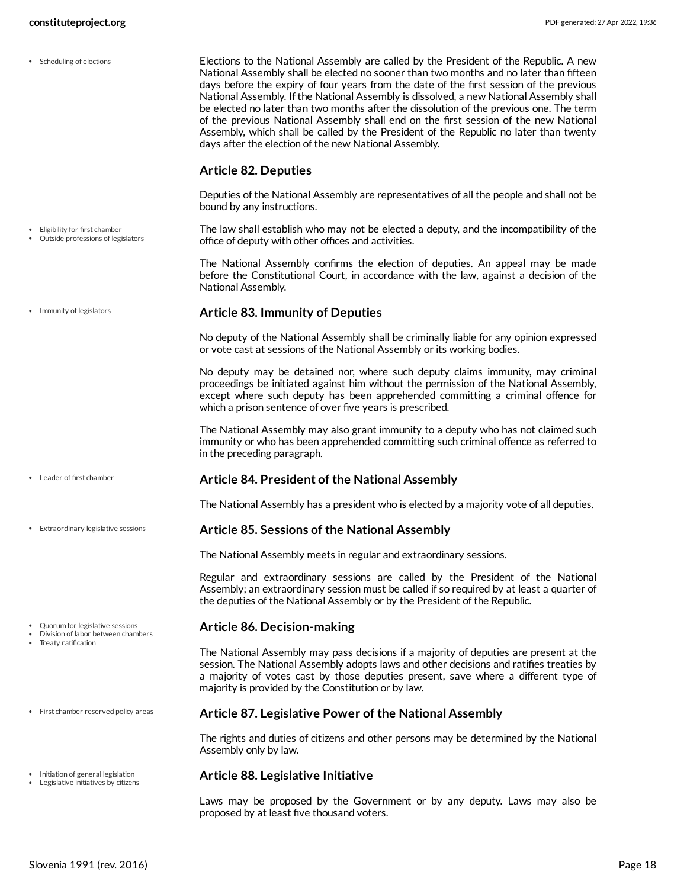- Scheduling of elections

Elections to the National Assembly are called by the President of the Republic. A new National Assembly shall be elected no sooner than two months and no later than fifteen days before the expiry of four years from the date of the first session of the previous National Assembly. If the National Assembly is dissolved, a new National Assembly shall be elected no later than two months after the dissolution of the previous one. The term of the previous National Assembly shall end on the first session of the new National Assembly, which shall be called by the President of the Republic no later than twenty days after the election of the new National Assembly.

### Article 82. Deputies

Deputies of the National Assembly are representatives of all the people and shall not be bound by any instructions.

- Eligibility for first chamber
- Outside professions of legislators

The law shall establish who may not be elected a deputy, and the incompatibility of the office of deputy with other offices and activities.

The National Assembly confirms the election of deputies. An appeal may be made before the Constitutional Court, in accordance with the law, against a decision of the National Assembly.

- Immunity of legislators

### Article 83. Immunity of Deputies

No deputy of the National Assembly shall be criminally liable for any opinion expressed or vote cast at sessions of the National Assembly or its working bodies.

No deputy may be detained nor, where such deputy claims immunity, may criminal proceedings be initiated against him without the permission of the National Assembly, except where such deputy has been apprehended committing a criminal offence for which a prison sentence of over five years is prescribed.

The National Assembly may also grant immunity to a deputy who has not claimed such immunity or who has been apprehended committing such criminal offence as referred to in the preceding paragraph.

- Leader of first chamber

### Article 84. President of the National Assembly

The National Assembly has a president who is elected by a majority vote of all deputies.

- Extraordinary legislative sessions

### Article 85. Sessions of the National Assembly

The National Assembly meets in regular and extraordinary sessions.

Regular and extraordinary sessions are called by the President of the National Assembly; an extraordinary session must be called if so required by at least a quarter of the deputies of the National Assembly or by the President of the Republic.

- Quorum for legislative sessions
- Division of labor between chambers
- Treaty ratification

### Article 86. Decision-making

The National Assembly may pass decisions if a majority of deputies are present at the session. The National Assembly adopts laws and other decisions and ratifies treaties by a majority of votes cast by those deputies present, save where a different type of majority is provided by the Constitution or by law.

- First chamber reserved policy areas

### Article 87. Legislative Power of the National Assembly

The rights and duties of citizens and other persons may be determined by the National Assembly only by law.

- Initiation of general legislation
- Legislative initiatives by citizens

### Article 88. Legislative Initiative

Laws may be proposed by the Government or by any deputy. Laws may also be proposed by at least five thousand voters.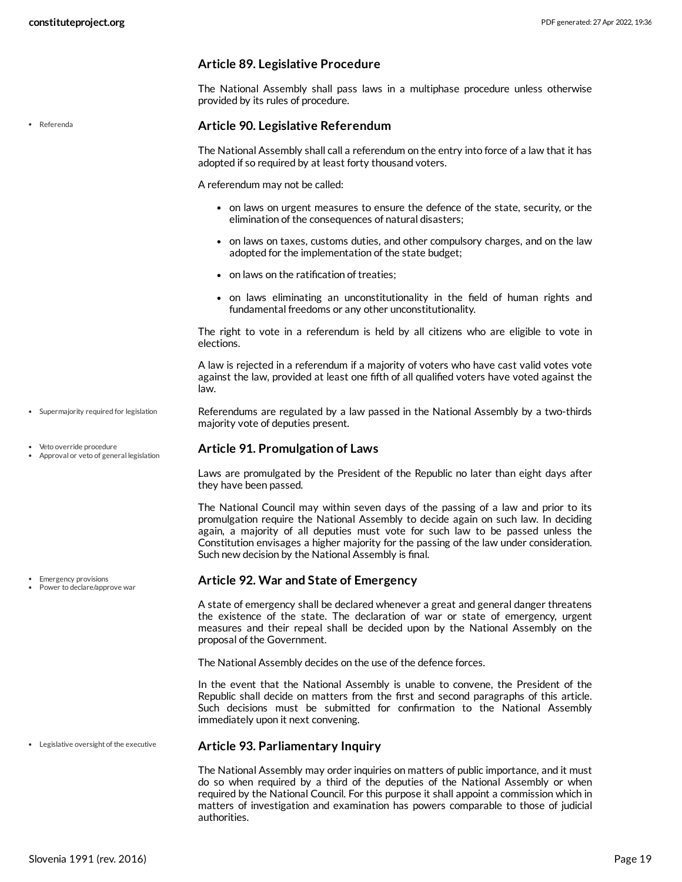### Article 89. Legislative Procedure

The National Assembly shall pass laws in a multiphase procedure unless otherwise provided by its rules of procedure.

- Referenda

### Article 90. Legislative Referendum

The National Assembly shall call a referendum on the entry into force of a law that it has adopted if so required by at least forty thousand voters.

A referendum may not be called:

- on laws on urgent measures to ensure the defence of the state, security, or the elimination of the consequences of natural disasters;
- on laws on taxes, customs duties, and other compulsory charges, and on the law adopted for the implementation of the state budget;
- on laws on the ratification of treaties;
- on laws eliminating an unconstitutionality in the field of human rights and fundamental freedoms or any other unconstitutionality.

The right to vote in a referendum is held by all citizens who are eligible to vote in elections.

A law is rejected in a referendum if a majority of voters who have cast valid votes vote against the law, provided at least one fifth of all qualified voters have voted against the law.

- Supermajority required for legislation

Referendums are regulated by a law passed in the National Assembly by a two-thirds majority vote of deputies present.

- Veto override procedure
- Approval or veto of general legislation

### Article 91. Promulgation of Laws

Laws are promulgated by the President of the Republic no later than eight days after they have been passed.

The National Council may within seven days of the passing of a law and prior to its promulgation require the National Assembly to decide again on such law. In deciding again, a majority of all deputies must vote for such law to be passed unless the Constitution envisages a higher majority for the passing of the law under consideration. Such new decision by the National Assembly is final.

- Emergency provisions
- Power to declare/approve war

### Article 92. War and State of Emergency

A state of emergency shall be declared whenever a great and general danger threatens the existence of the state. The declaration of war or state of emergency, urgent measures and their repeal shall be decided upon by the National Assembly on the proposal of the Government.

The National Assembly decides on the use of the defence forces.

In the event that the National Assembly is unable to convene, the President of the Republic shall decide on matters from the first and second paragraphs of this article. Such decisions must be submitted for confirmation to the National Assembly immediately upon it next convening.

- Legislative oversight of the executive

### Article 93. Parliamentary Inquiry

The National Assembly may order inquiries on matters of public importance, and it must do so when required by a third of the deputies of the National Assembly or when required by the National Council. For this purpose it shall appoint a commission which in matters of investigation and examination has powers comparable to those of judicial authorities.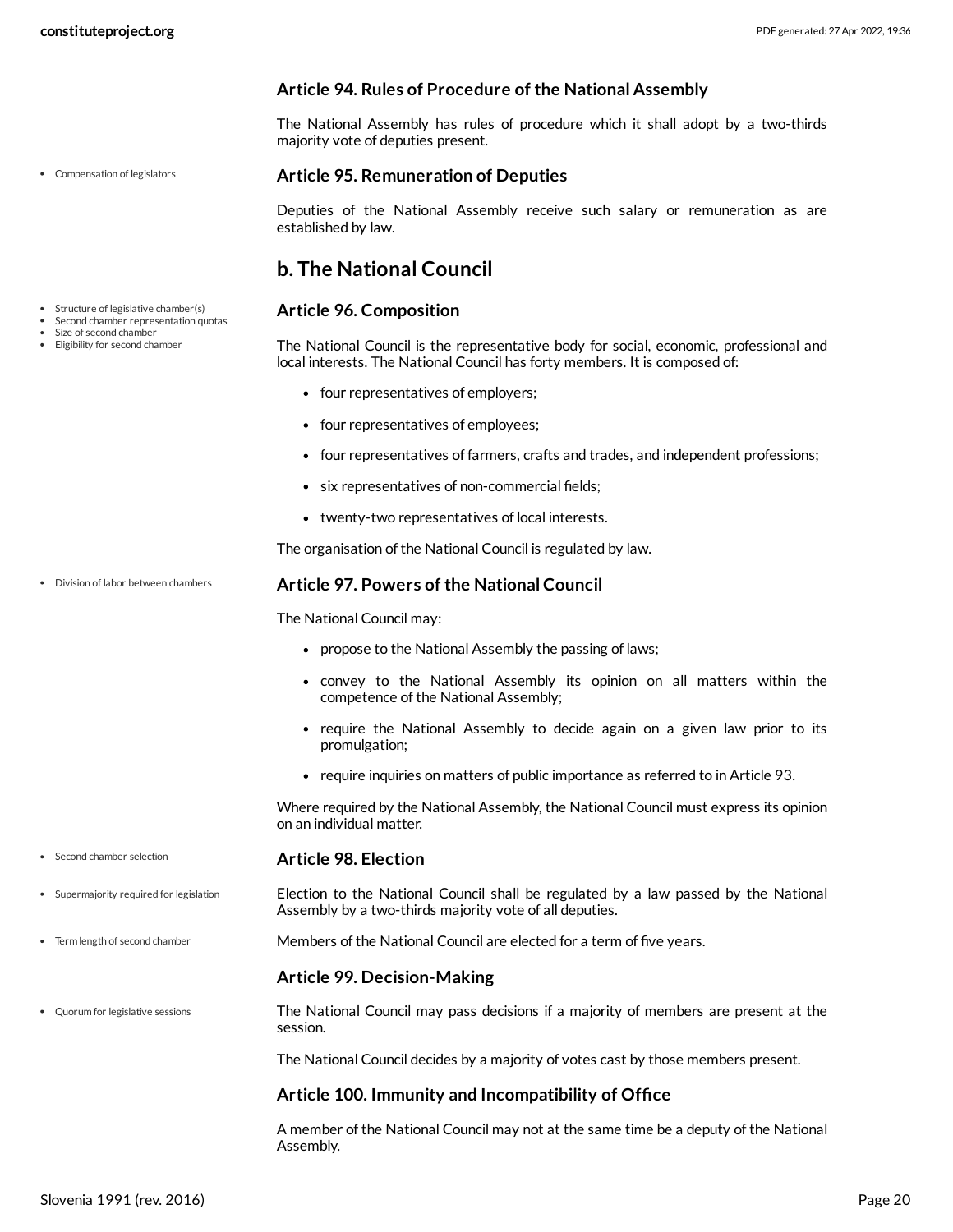### Article 94. Rules of Procedure of the National Assembly

The National Assembly has rules of procedure which it shall adopt by a two-thirds majority vote of deputies present.

- Compensation of legislators

### Article 95. Remuneration of Deputies

Deputies of the National Assembly receive such salary or remuneration as are established by law.

## b. The National Council

- Structure of legislative chamber(s)
- Second chamber representation quotas
- Size of second chamber
- Eligibility for second chamber

### Article 96. Composition

The National Council is the representative body for social, economic, professional and local interests. The National Council has forty members. It is composed of:

- four representatives of employers;
- four representatives of employees;
- four representatives of farmers, crafts and trades, and independent professions;
- six representatives of non-commercial fields;
- twenty-two representatives of local interests.

The organisation of the National Council is regulated by law.

- Division of labor between chambers

### Article 97. Powers of the National Council

The National Council may:

- propose to the National Assembly the passing of laws;
- convey to the National Assembly its opinion on all matters within the competence of the National Assembly;
- require the National Assembly to decide again on a given law prior to its promulgation;
- require inquiries on matters of public importance as referred to in Article 93.

Where required by the National Assembly, the National Council must express its opinion on an individual matter.

- Second chamber selection

### Article 98. Election

- Supermajority required for legislation

Election to the National Council shall be regulated by a law passed by the National Assembly by a two-thirds majority vote of all deputies.

- Term length of second chamber

Members of the National Council are elected for a term of five years.

### Article 99. Decision-Making

- Quorum for legislative sessions

The National Council may pass decisions if a majority of members are present at the session.

The National Council decides by a majority of votes cast by those members present.

### Article 100. Immunity and Incompatibility of Office

A member of the National Council may not at the same time be a deputy of the National Assembly.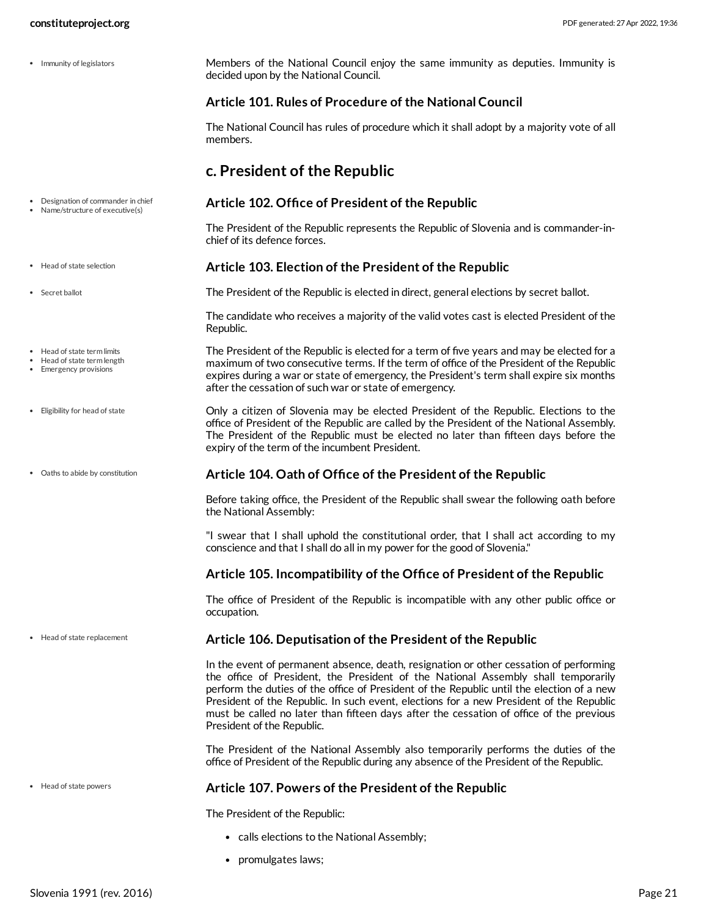- Immunity of legislators

Members of the National Council enjoy the same immunity as deputies. Immunity is decided upon by the National Council.

### Article 101. Rules of Procedure of the National Council

The National Council has rules of procedure which it shall adopt by a majority vote of all members.

## c. President of the Republic

- Designation of commander in chief
- Name/structure of executive(s)

### Article 102. Office of President of the Republic

The President of the Republic represents the Republic of Slovenia and is commander-in-chief of its defence forces.

- Head of state selection

### Article 103. Election of the President of the Republic

- Secret ballot

The President of the Republic is elected in direct, general elections by secret ballot.

The candidate who receives a majority of the valid votes cast is elected President of the Republic.

- Head of state term limits
- Head of state term length
- Emergency provisions

The President of the Republic is elected for a term of five years and may be elected for a maximum of two consecutive terms. If the term of office of the President of the Republic expires during a war or state of emergency, the President's term shall expire six months after the cessation of such war or state of emergency.

- Eligibility for head of state

Only a citizen of Slovenia may be elected President of the Republic. Elections to the office of President of the Republic are called by the President of the National Assembly. The President of the Republic must be elected no later than fifteen days before the expiry of the term of the incumbent President.

- Oaths to abide by constitution

### Article 104. Oath of Office of the President of the Republic

Before taking office, the President of the Republic shall swear the following oath before the National Assembly:

"I swear that I shall uphold the constitutional order, that I shall act according to my conscience and that I shall do all in my power for the good of Slovenia."

### Article 105. Incompatibility of the Office of President of the Republic

The office of President of the Republic is incompatible with any other public office or occupation.

- Head of state replacement

### Article 106. Deputisation of the President of the Republic

In the event of permanent absence, death, resignation or other cessation of performing the office of President, the President of the National Assembly shall temporarily perform the duties of the office of President of the Republic until the election of a new President of the Republic. In such event, elections for a new President of the Republic must be called no later than fifteen days after the cessation of office of the previous President of the Republic.

The President of the National Assembly also temporarily performs the duties of the office of President of the Republic during any absence of the President of the Republic.

- Head of state powers

### Article 107. Powers of the President of the Republic

The President of the Republic:

- calls elections to the National Assembly;
- promulgates laws;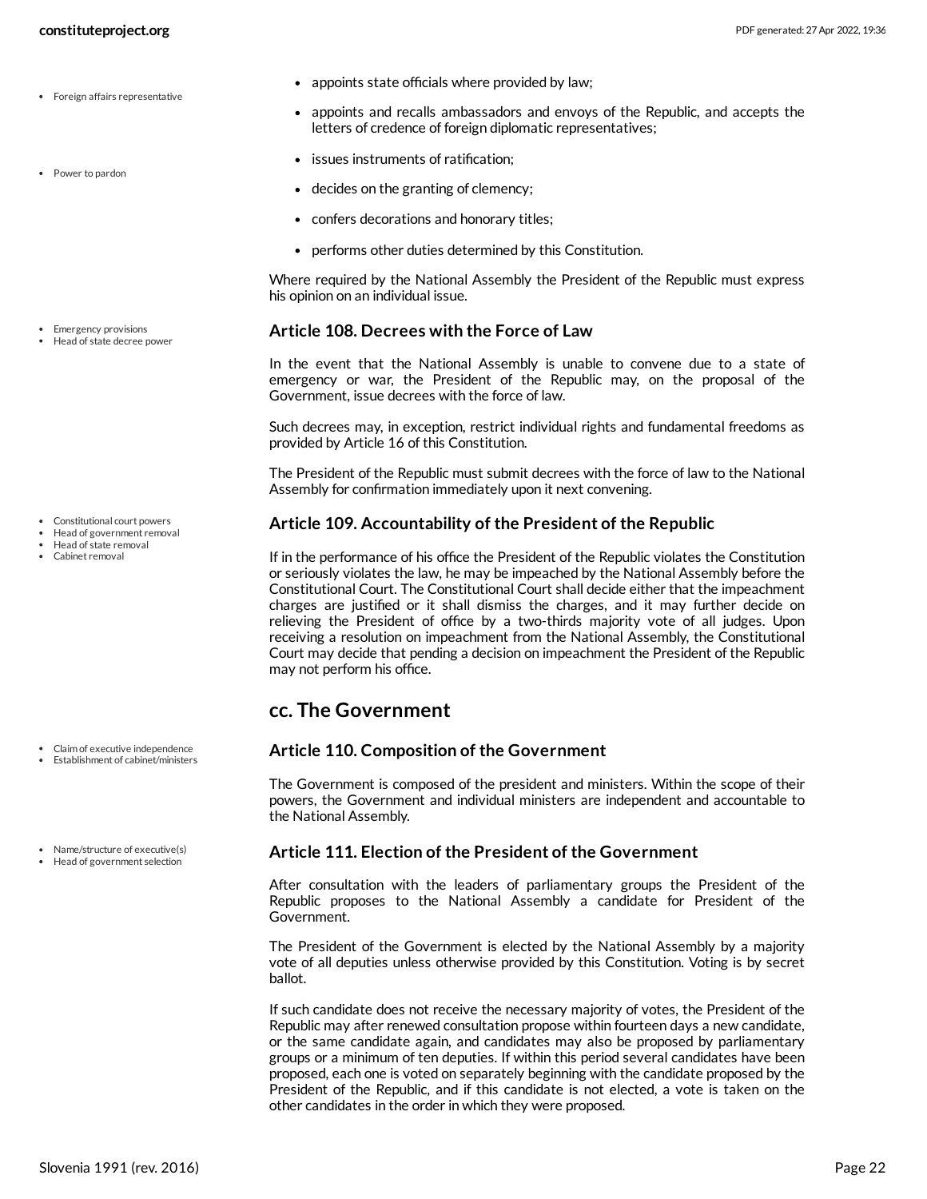- appoints state officials where provided by law;
- appoints and recalls ambassadors and envoys of the Republic, and accepts the letters of credence of foreign diplomatic representatives;
- issues instruments of ratification;
- decides on the granting of clemency;
- confers decorations and honorary titles;
- performs other duties determined by this Constitution.

Where required by the National Assembly the President of the Republic must express his opinion on an individual issue.

### Article 108. Decrees with the Force of Law

In the event that the National Assembly is unable to convene due to a state of emergency or war, the President of the Republic may, on the proposal of the Government, issue decrees with the force of law.

Such decrees may, in exception, restrict individual rights and fundamental freedoms as provided by Article 16 of this Constitution.

The President of the Republic must submit decrees with the force of law to the National Assembly for confirmation immediately upon it next convening.

### Article 109. Accountability of the President of the Republic

If in the performance of his office the President of the Republic violates the Constitution or seriously violates the law, he may be impeached by the National Assembly before the Constitutional Court. The Constitutional Court shall decide either that the impeachment charges are justified or it shall dismiss the charges, and it may further decide on relieving the President of office by a two-thirds majority vote of all judges. Upon receiving a resolution on impeachment from the National Assembly, the Constitutional Court may decide that pending a decision on impeachment the President of the Republic may not perform his office.

## cc. The Government

### Article 110. Composition of the Government

The Government is composed of the president and ministers. Within the scope of their powers, the Government and individual ministers are independent and accountable to the National Assembly.

### Article 111. Election of the President of the Government

After consultation with the leaders of parliamentary groups the President of the Republic proposes to the National Assembly a candidate for President of the Government.

The President of the Government is elected by the National Assembly by a majority vote of all deputies unless otherwise provided by this Constitution. Voting is by secret ballot.

If such candidate does not receive the necessary majority of votes, the President of the Republic may after renewed consultation propose within fourteen days a new candidate, or the same candidate again, and candidates may also be proposed by parliamentary groups or a minimum of ten deputies. If within this period several candidates have been proposed, each one is voted on separately beginning with the candidate proposed by the President of the Republic, and if this candidate is not elected, a vote is taken on the other candidates in the order in which they were proposed.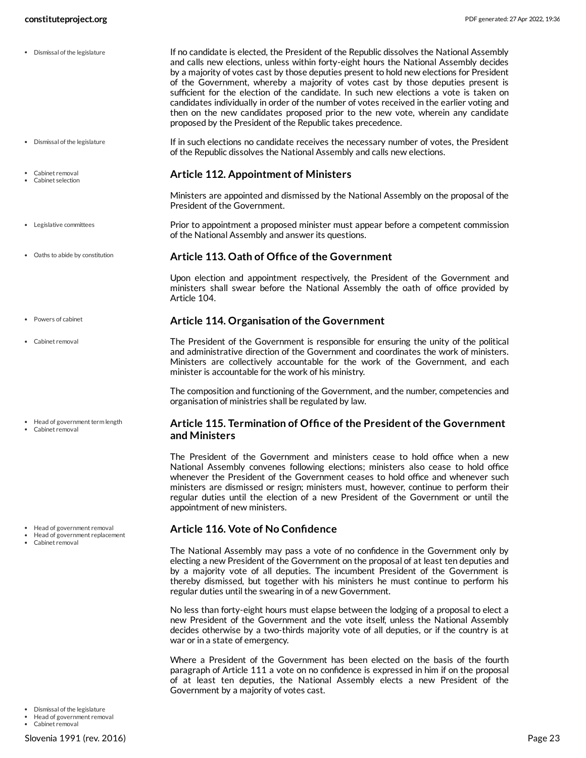If no candidate is elected, the President of the Republic dissolves the National Assembly and calls new elections, unless within forty-eight hours the National Assembly decides by a majority of votes cast by those deputies present to hold new elections for President of the Government, whereby a majority of votes cast by those deputies present is sufficient for the election of the candidate. In such new elections a vote is taken on candidates individually in order of the number of votes received in the earlier voting and then on the new candidates proposed prior to the new vote, wherein any candidate proposed by the President of the Republic takes precedence.

If in such elections no candidate receives the necessary number of votes, the President of the Republic dissolves the National Assembly and calls new elections.

### Article 112. Appointment of Ministers

Ministers are appointed and dismissed by the National Assembly on the proposal of the President of the Government.

Prior to appointment a proposed minister must appear before a competent commission of the National Assembly and answer its questions.

### Article 113. Oath of Office of the Government

Upon election and appointment respectively, the President of the Government and ministers shall swear before the National Assembly the oath of office provided by Article 104.

### Article 114. Organisation of the Government

The President of the Government is responsible for ensuring the unity of the political and administrative direction of the Government and coordinates the work of ministers. Ministers are collectively accountable for the work of the Government, and each minister is accountable for the work of his ministry.

The composition and functioning of the Government, and the number, competencies and organisation of ministries shall be regulated by law.

### Article 115. Termination of Office of the President of the Government and Ministers

The President of the Government and ministers cease to hold office when a new National Assembly convenes following elections; ministers also cease to hold office whenever the President of the Government ceases to hold office and whenever such ministers are dismissed or resign; ministers must, however, continue to perform their regular duties until the election of a new President of the Government or until the appointment of new ministers.

### Article 116. Vote of No Confidence

The National Assembly may pass a vote of no confidence in the Government only by electing a new President of the Government on the proposal of at least ten deputies and by a majority vote of all deputies. The incumbent President of the Government is thereby dismissed, but together with his ministers he must continue to perform his regular duties until the swearing in of a new Government.

No less than forty-eight hours must elapse between the lodging of a proposal to elect a new President of the Government and the vote itself, unless the National Assembly decides otherwise by a two-thirds majority vote of all deputies, or if the country is at war or in a state of emergency.

Where a President of the Government has been elected on the basis of the fourth paragraph of Article 111 a vote on no confidence is expressed in him if on the proposal of at least ten deputies, the National Assembly elects a new President of the Government by a majority of votes cast.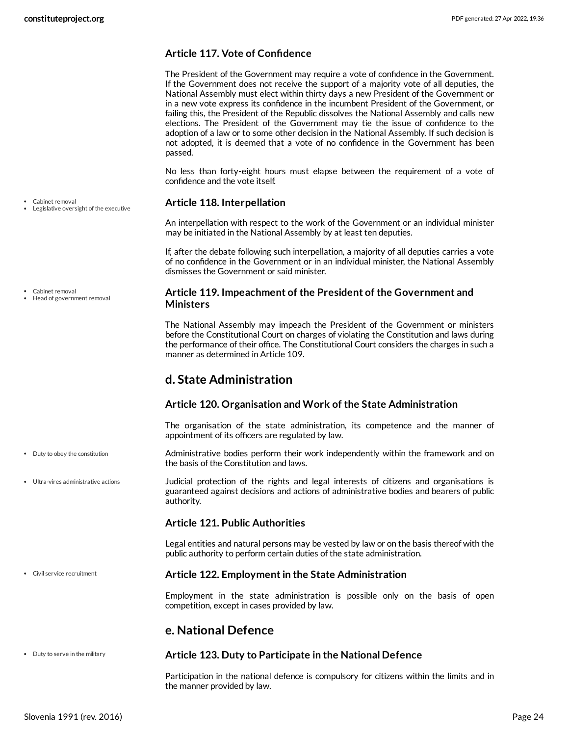### Article 117. Vote of Confidence

The President of the Government may require a vote of confidence in the Government. If the Government does not receive the support of a majority vote of all deputies, the National Assembly must elect within thirty days a new President of the Government or in a new vote express its confidence in the incumbent President of the Government, or failing this, the President of the Republic dissolves the National Assembly and calls new elections. The President of the Government may tie the issue of confidence to the adoption of a law or to some other decision in the National Assembly. If such decision is not adopted, it is deemed that a vote of no confidence in the Government has been passed.

No less than forty-eight hours must elapse between the requirement of a vote of confidence and the vote itself.

- Cabinet removal
- Legislative oversight of the executive

### Article 118. Interpellation

An interpellation with respect to the work of the Government or an individual minister may be initiated in the National Assembly by at least ten deputies.

If, after the debate following such interpellation, a majority of all deputies carries a vote of no confidence in the Government or in an individual minister, the National Assembly dismisses the Government or said minister.

- Cabinet removal
- Head of government removal

### Article 119. Impeachment of the President of the Government and Ministers

The National Assembly may impeach the President of the Government or ministers before the Constitutional Court on charges of violating the Constitution and laws during the performance of their office. The Constitutional Court considers the charges in such a manner as determined in Article 109.

## d. State Administration

### Article 120. Organisation and Work of the State Administration

The organisation of the state administration, its competence and the manner of appointment of its officers are regulated by law.

- Duty to obey the constitution

Administrative bodies perform their work independently within the framework and on the basis of the Constitution and laws.

- Ultra-vires administrative actions

Judicial protection of the rights and legal interests of citizens and organisations is guaranteed against decisions and actions of administrative bodies and bearers of public authority.

### Article 121. Public Authorities

Legal entities and natural persons may be vested by law or on the basis thereof with the public authority to perform certain duties of the state administration.

- Civil service recruitment

### Article 122. Employment in the State Administration

Employment in the state administration is possible only on the basis of open competition, except in cases provided by law.

## e. National Defence

- Duty to serve in the military

### Article 123. Duty to Participate in the National Defence

Participation in the national defence is compulsory for citizens within the limits and in the manner provided by law.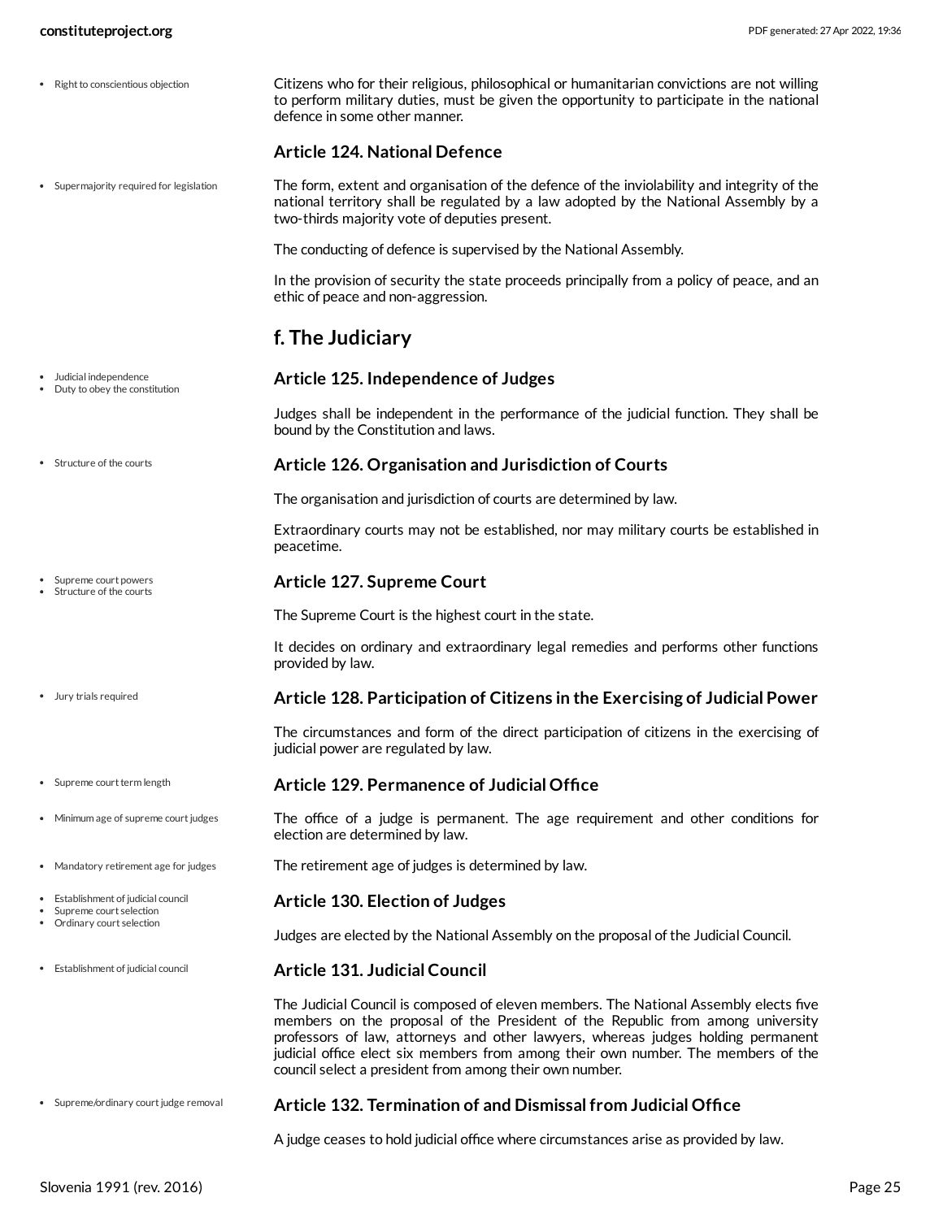- Right to conscientious objection

Citizens who for their religious, philosophical or humanitarian convictions are not willing to perform military duties, must be given the opportunity to participate in the national defence in some other manner.

### Article 124. National Defence

- Supermajority required for legislation

The form, extent and organisation of the defence of the inviolability and integrity of the national territory shall be regulated by a law adopted by the National Assembly by a two-thirds majority vote of deputies present.

The conducting of defence is supervised by the National Assembly.

In the provision of security the state proceeds principally from a policy of peace, and an ethic of peace and non-aggression.

## f. The Judiciary

- Judicial independence
- Duty to obey the constitution

### Article 125. Independence of Judges

Judges shall be independent in the performance of the judicial function. They shall be bound by the Constitution and laws.

- Structure of the courts

### Article 126. Organisation and Jurisdiction of Courts

The organisation and jurisdiction of courts are determined by law.

Extraordinary courts may not be established, nor may military courts be established in peacetime.

- Supreme court powers
- Structure of the courts

### Article 127. Supreme Court

The Supreme Court is the highest court in the state.

It decides on ordinary and extraordinary legal remedies and performs other functions provided by law.

- Jury trials required

### Article 128. Participation of Citizens in the Exercising of Judicial Power

The circumstances and form of the direct participation of citizens in the exercising of judicial power are regulated by law.

- Supreme court term length

### Article 129. Permanence of Judicial Office

- Minimum age of supreme court judges

The office of a judge is permanent. The age requirement and other conditions for election are determined by law.

- Mandatory retirement age for judges

The retirement age of judges is determined by law.

- Establishment of judicial council
- Supreme court selection
- Ordinary court selection

### Article 130. Election of Judges

Judges are elected by the National Assembly on the proposal of the Judicial Council.

- Establishment of judicial council

### Article 131. Judicial Council

The Judicial Council is composed of eleven members. The National Assembly elects five members on the proposal of the President of the Republic from among university professors of law, attorneys and other lawyers, whereas judges holding permanent judicial office elect six members from among their own number. The members of the council select a president from among their own number.

- Supreme/ordinary court judge removal

### Article 132. Termination of and Dismissal from Judicial Office

A judge ceases to hold judicial office where circumstances arise as provided by law.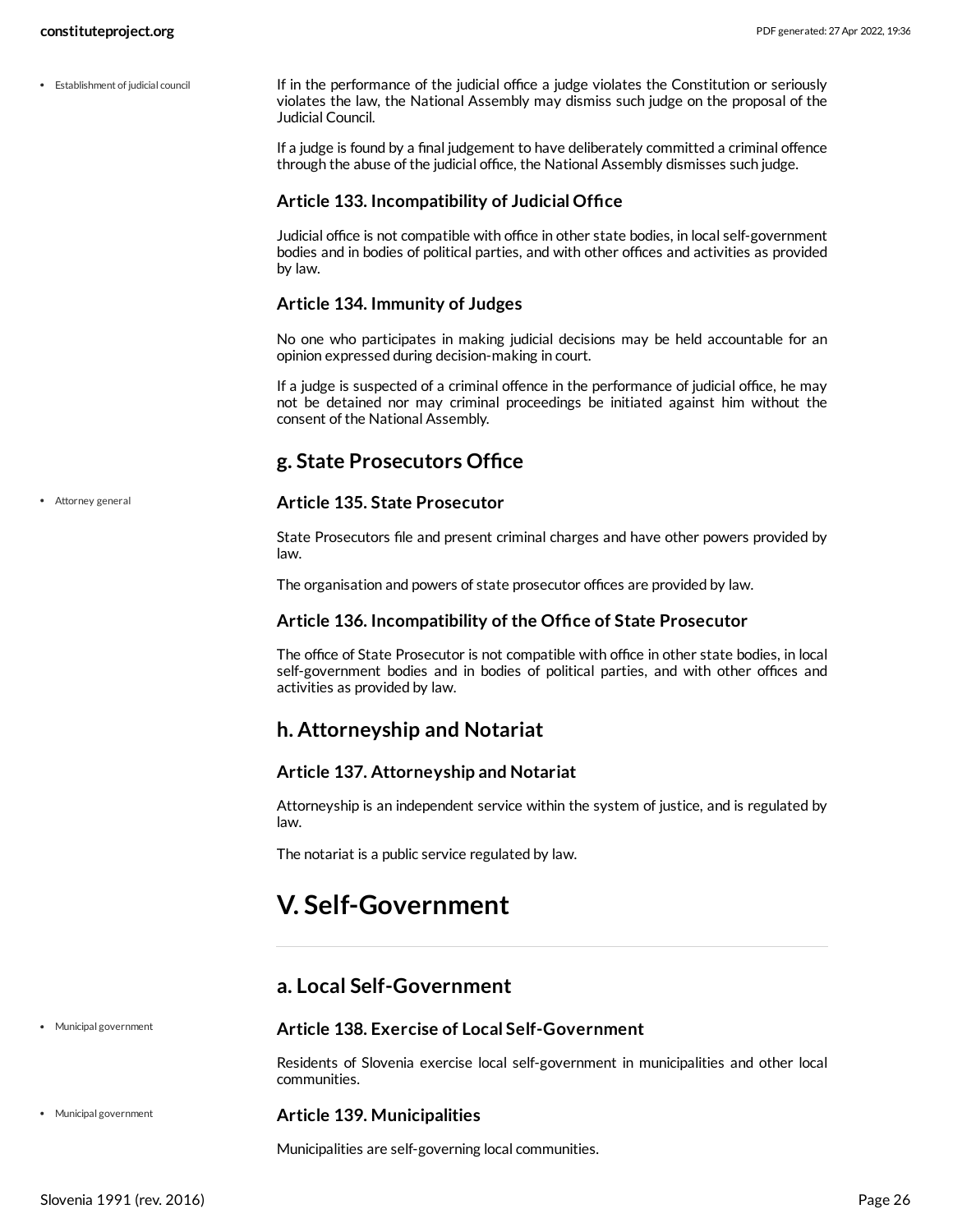- Establishment of judicial council

If in the performance of the judicial office a judge violates the Constitution or seriously violates the law, the National Assembly may dismiss such judge on the proposal of the Judicial Council.

If a judge is found by a final judgement to have deliberately committed a criminal offence through the abuse of the judicial office, the National Assembly dismisses such judge.

### Article 133. Incompatibility of Judicial Office

Judicial office is not compatible with office in other state bodies, in local self-government bodies and in bodies of political parties, and with other offices and activities as provided by law.

### Article 134. Immunity of Judges

No one who participates in making judicial decisions may be held accountable for an opinion expressed during decision-making in court.

If a judge is suspected of a criminal offence in the performance of judicial office, he may not be detained nor may criminal proceedings be initiated against him without the consent of the National Assembly.

## g. State Prosecutors Office

- Attorney general

### Article 135. State Prosecutor

State Prosecutors file and present criminal charges and have other powers provided by law.

The organisation and powers of state prosecutor offices are provided by law.

### Article 136. Incompatibility of the Office of State Prosecutor

The office of State Prosecutor is not compatible with office in other state bodies, in local self-government bodies and in bodies of political parties, and with other offices and activities as provided by law.

## h. Attorneyship and Notariat

### Article 137. Attorneyship and Notariat

Attorneyship is an independent service within the system of justice, and is regulated by law.

The notariat is a public service regulated by law.

# V. Self-Government

## a. Local Self-Government

- Municipal government

### Article 138. Exercise of Local Self-Government

Residents of Slovenia exercise local self-government in municipalities and other local communities.

- Municipal government

### Article 139. Municipalities

Municipalities are self-governing local communities.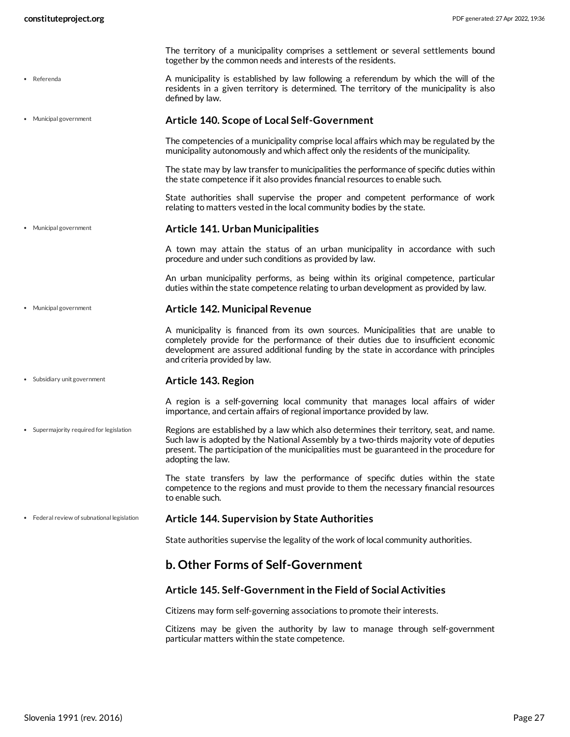The territory of a municipality comprises a settlement or several settlements bound together by the common needs and interests of the residents.

- Referenda

A municipality is established by law following a referendum by which the will of the residents in a given territory is determined. The territory of the municipality is also defined by law.

- Municipal government

### Article 140. Scope of Local Self-Government

The competencies of a municipality comprise local affairs which may be regulated by the municipality autonomously and which affect only the residents of the municipality.

The state may by law transfer to municipalities the performance of specific duties within the state competence if it also provides financial resources to enable such.

State authorities shall supervise the proper and competent performance of work relating to matters vested in the local community bodies by the state.

- Municipal government

### Article 141. Urban Municipalities

A town may attain the status of an urban municipality in accordance with such procedure and under such conditions as provided by law.

An urban municipality performs, as being within its original competence, particular duties within the state competence relating to urban development as provided by law.

- Municipal government

### Article 142. Municipal Revenue

A municipality is financed from its own sources. Municipalities that are unable to completely provide for the performance of their duties due to insufficient economic development are assured additional funding by the state in accordance with principles and criteria provided by law.

- Subsidiary unit government

### Article 143. Region

A region is a self-governing local community that manages local affairs of wider importance, and certain affairs of regional importance provided by law.

- Supermajority required for legislation

Regions are established by a law which also determines their territory, seat, and name. Such law is adopted by the National Assembly by a two-thirds majority vote of deputies present. The participation of the municipalities must be guaranteed in the procedure for adopting the law.

The state transfers by law the performance of specific duties within the state competence to the regions and must provide to them the necessary financial resources to enable such.

- Federal review of subnational legislation

### Article 144. Supervision by State Authorities

State authorities supervise the legality of the work of local community authorities.

## b. Other Forms of Self-Government

### Article 145. Self-Government in the Field of Social Activities

Citizens may form self-governing associations to promote their interests.

Citizens may be given the authority by law to manage through self-government particular matters within the state competence.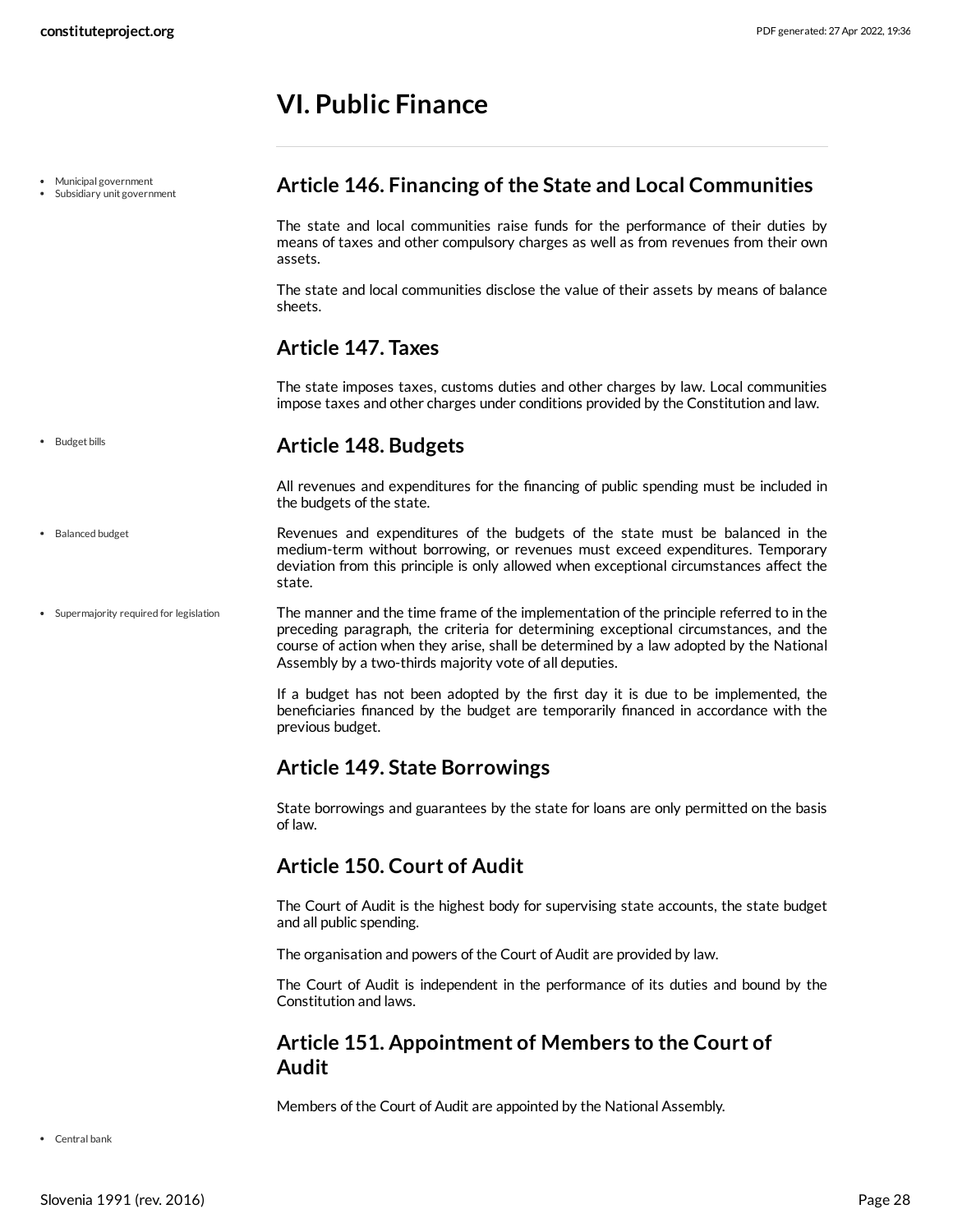# VI. Public Finance

- Municipal government
- Subsidiary unit government

## Article 146. Financing of the State and Local Communities

The state and local communities raise funds for the performance of their duties by means of taxes and other compulsory charges as well as from revenues from their own assets.

The state and local communities disclose the value of their assets by means of balance sheets.

## Article 147. Taxes

The state imposes taxes, customs duties and other charges by law. Local communities impose taxes and other charges under conditions provided by the Constitution and law.

- Budget bills

## Article 148. Budgets

All revenues and expenditures for the financing of public spending must be included in the budgets of the state.

- Balanced budget

Revenues and expenditures of the budgets of the state must be balanced in the medium-term without borrowing, or revenues must exceed expenditures. Temporary deviation from this principle is only allowed when exceptional circumstances affect the state.

- Supermajority required for legislation

The manner and the time frame of the implementation of the principle referred to in the preceding paragraph, the criteria for determining exceptional circumstances, and the course of action when they arise, shall be determined by a law adopted by the National Assembly by a two-thirds majority vote of all deputies.

If a budget has not been adopted by the first day it is due to be implemented, the beneficiaries financed by the budget are temporarily financed in accordance with the previous budget.

## Article 149. State Borrowings

State borrowings and guarantees by the state for loans are only permitted on the basis of law.

## Article 150. Court of Audit

The Court of Audit is the highest body for supervising state accounts, the state budget and all public spending.

The organisation and powers of the Court of Audit are provided by law.

The Court of Audit is independent in the performance of its duties and bound by the Constitution and laws.

## Article 151. Appointment of Members to the Court of Audit

Members of the Court of Audit are appointed by the National Assembly.

- Central bank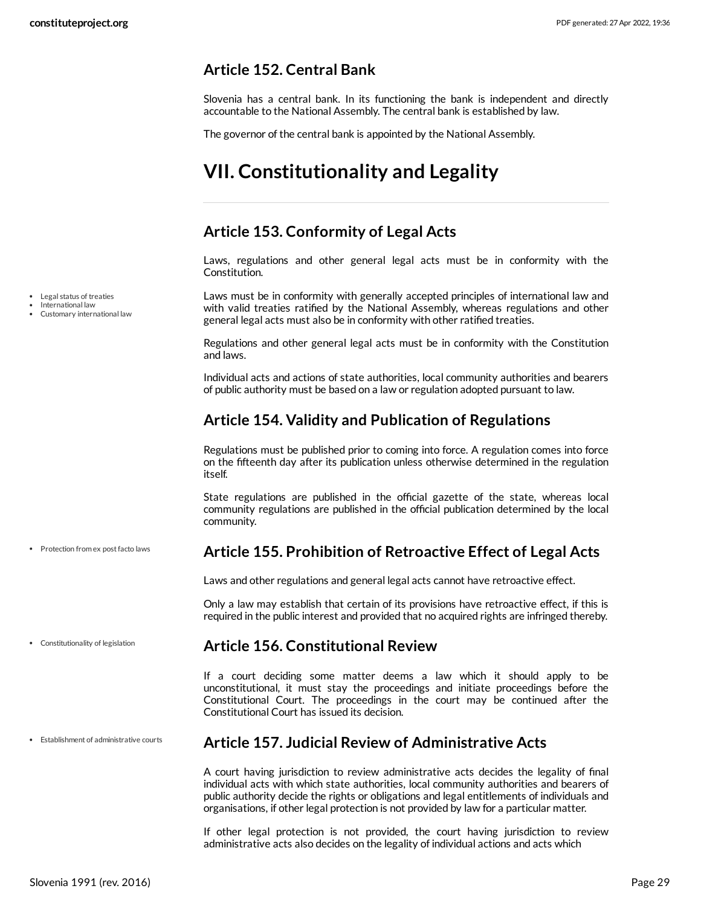## Article 152. Central Bank

Slovenia has a central bank. In its functioning the bank is independent and directly accountable to the National Assembly. The central bank is established by law.

The governor of the central bank is appointed by the National Assembly.

# VII. Constitutionality and Legality

## Article 153. Conformity of Legal Acts

Laws, regulations and other general legal acts must be in conformity with the Constitution.

- Legal status of treaties
- International law
- Customary international law

Laws must be in conformity with generally accepted principles of international law and with valid treaties ratified by the National Assembly, whereas regulations and other general legal acts must also be in conformity with other ratified treaties.

Regulations and other general legal acts must be in conformity with the Constitution and laws.

Individual acts and actions of state authorities, local community authorities and bearers of public authority must be based on a law or regulation adopted pursuant to law.

## Article 154. Validity and Publication of Regulations

Regulations must be published prior to coming into force. A regulation comes into force on the fifteenth day after its publication unless otherwise determined in the regulation itself.

State regulations are published in the official gazette of the state, whereas local community regulations are published in the official publication determined by the local community.

- Protection from ex post facto laws

## Article 155. Prohibition of Retroactive Effect of Legal Acts

Laws and other regulations and general legal acts cannot have retroactive effect.

Only a law may establish that certain of its provisions have retroactive effect, if this is required in the public interest and provided that no acquired rights are infringed thereby.

- Constitutionality of legislation

## Article 156. Constitutional Review

If a court deciding some matter deems a law which it should apply to be unconstitutional, it must stay the proceedings and initiate proceedings before the Constitutional Court. The proceedings in the court may be continued after the Constitutional Court has issued its decision.

- Establishment of administrative courts

## Article 157. Judicial Review of Administrative Acts

A court having jurisdiction to review administrative acts decides the legality of final individual acts with which state authorities, local community authorities and bearers of public authority decide the rights or obligations and legal entitlements of individuals and organisations, if other legal protection is not provided by law for a particular matter.

If other legal protection is not provided, the court having jurisdiction to review administrative acts also decides on the legality of individual actions and acts which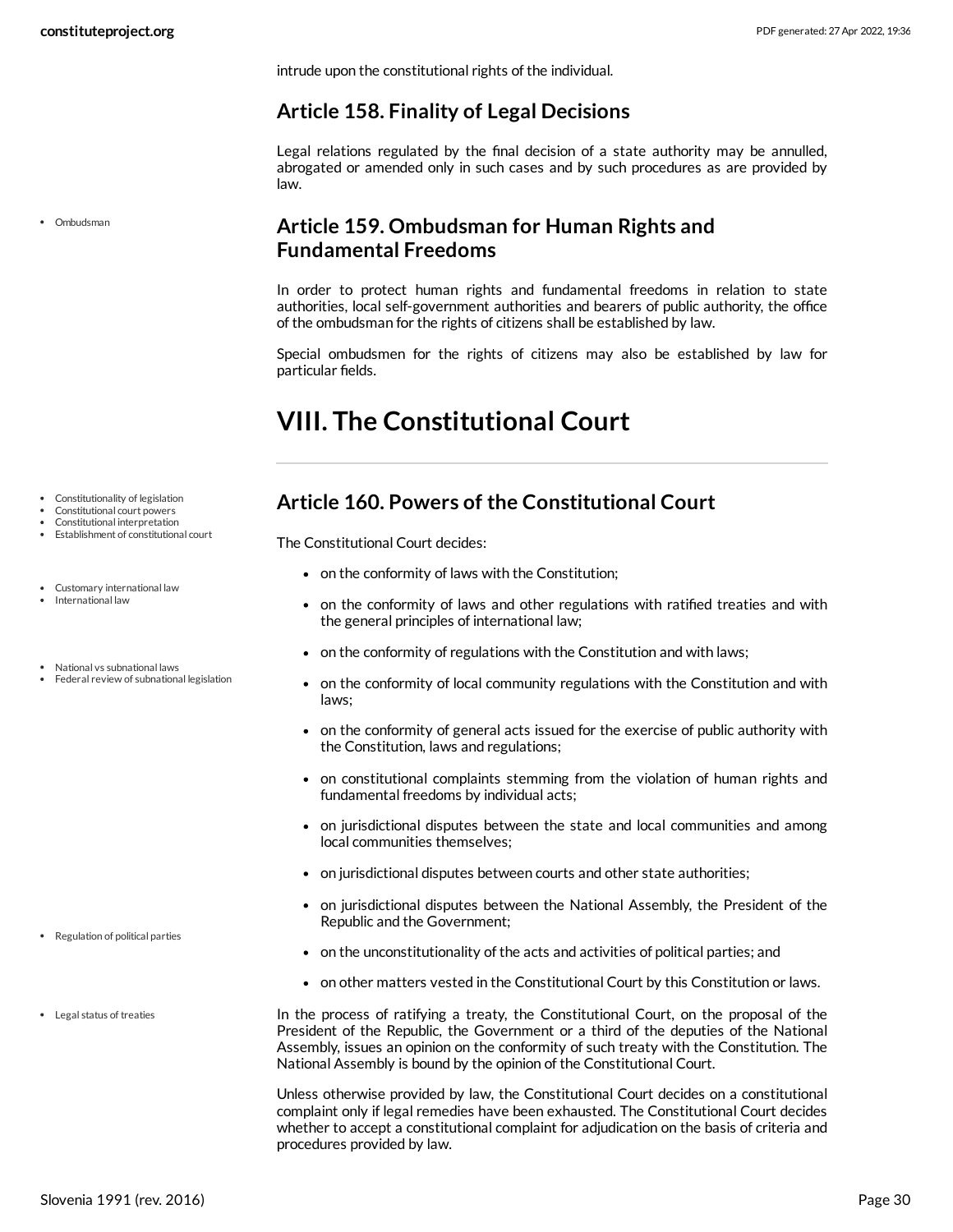intrude upon the constitutional rights of the individual.

## Article 158. Finality of Legal Decisions

Legal relations regulated by the final decision of a state authority may be annulled, abrogated or amended only in such cases and by such procedures as are provided by law.

- Ombudsman

## Article 159. Ombudsman for Human Rights and Fundamental Freedoms

In order to protect human rights and fundamental freedoms in relation to state authorities, local self-government authorities and bearers of public authority, the office of the ombudsman for the rights of citizens shall be established by law.

Special ombudsmen for the rights of citizens may also be established by law for particular fields.

# VIII. The Constitutional Court

- Constitutionality of legislation
- Constitutional court powers
- Constitutional interpretation
- Establishment of constitutional court

## Article 160. Powers of the Constitutional Court

The Constitutional Court decides:

- on the conformity of laws with the Constitution;
- on the conformity of laws and other regulations with ratified treaties and with the general principles of international law;
- on the conformity of regulations with the Constitution and with laws;
- on the conformity of local community regulations with the Constitution and with laws;
- on the conformity of general acts issued for the exercise of public authority with the Constitution, laws and regulations;
- on constitutional complaints stemming from the violation of human rights and fundamental freedoms by individual acts;
- on jurisdictional disputes between the state and local communities and among local communities themselves;
- on jurisdictional disputes between courts and other state authorities;
- on jurisdictional disputes between the National Assembly, the President of the Republic and the Government;
- on the unconstitutionality of the acts and activities of political parties; and
- on other matters vested in the Constitutional Court by this Constitution or laws.

- Customary international law
- International law
- National vs subnational laws
- Federal review of subnational legislation
- Regulation of political parties
- Legal status of treaties

In the process of ratifying a treaty, the Constitutional Court, on the proposal of the President of the Republic, the Government or a third of the deputies of the National Assembly, issues an opinion on the conformity of such treaty with the Constitution. The National Assembly is bound by the opinion of the Constitutional Court.

Unless otherwise provided by law, the Constitutional Court decides on a constitutional complaint only if legal remedies have been exhausted. The Constitutional Court decides whether to accept a constitutional complaint for adjudication on the basis of criteria and procedures provided by law.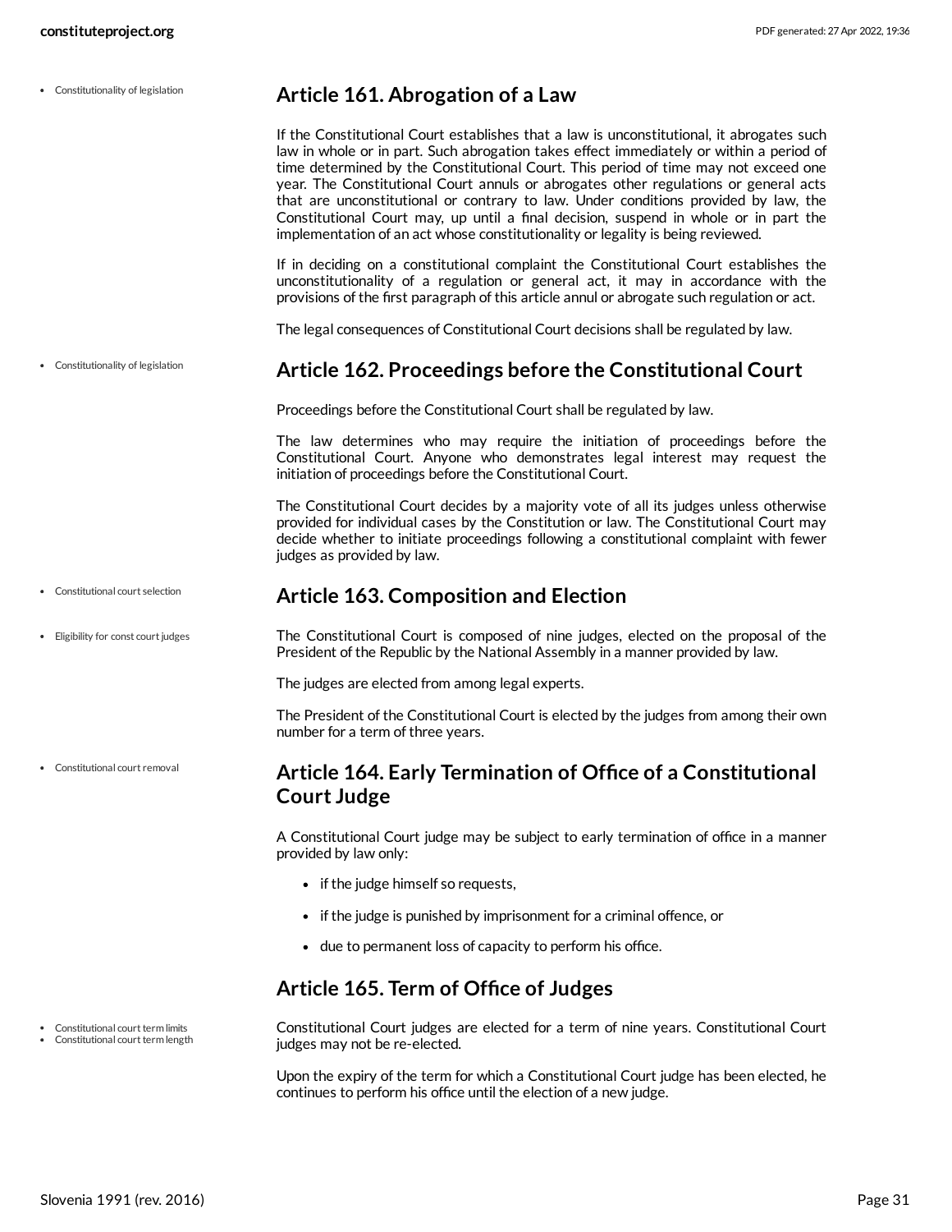- Constitutionality of legislation

## Article 161. Abrogation of a Law

If the Constitutional Court establishes that a law is unconstitutional, it abrogates such law in whole or in part. Such abrogation takes effect immediately or within a period of time determined by the Constitutional Court. This period of time may not exceed one year. The Constitutional Court annuls or abrogates other regulations or general acts that are unconstitutional or contrary to law. Under conditions provided by law, the Constitutional Court may, up until a final decision, suspend in whole or in part the implementation of an act whose constitutionality or legality is being reviewed.

If in deciding on a constitutional complaint the Constitutional Court establishes the unconstitutionality of a regulation or general act, it may in accordance with the provisions of the first paragraph of this article annul or abrogate such regulation or act.

The legal consequences of Constitutional Court decisions shall be regulated by law.

- Constitutionality of legislation

## Article 162. Proceedings before the Constitutional Court

Proceedings before the Constitutional Court shall be regulated by law.

The law determines who may require the initiation of proceedings before the Constitutional Court. Anyone who demonstrates legal interest may request the initiation of proceedings before the Constitutional Court.

The Constitutional Court decides by a majority vote of all its judges unless otherwise provided for individual cases by the Constitution or law. The Constitutional Court may decide whether to initiate proceedings following a constitutional complaint with fewer judges as provided by law.

- Constitutional court selection
- Eligibility for const court judges

## Article 163. Composition and Election

The Constitutional Court is composed of nine judges, elected on the proposal of the President of the Republic by the National Assembly in a manner provided by law.

The judges are elected from among legal experts.

The President of the Constitutional Court is elected by the judges from among their own number for a term of three years.

- Constitutional court removal

## Article 164. Early Termination of Office of a Constitutional Court Judge

A Constitutional Court judge may be subject to early termination of office in a manner provided by law only:

- if the judge himself so requests,
- if the judge is punished by imprisonment for a criminal offence, or
- due to permanent loss of capacity to perform his office.

## Article 165. Term of Office of Judges

- Constitutional court term limits
- Constitutional court term length

Constitutional Court judges are elected for a term of nine years. Constitutional Court judges may not be re-elected.

Upon the expiry of the term for which a Constitutional Court judge has been elected, he continues to perform his office until the election of a new judge.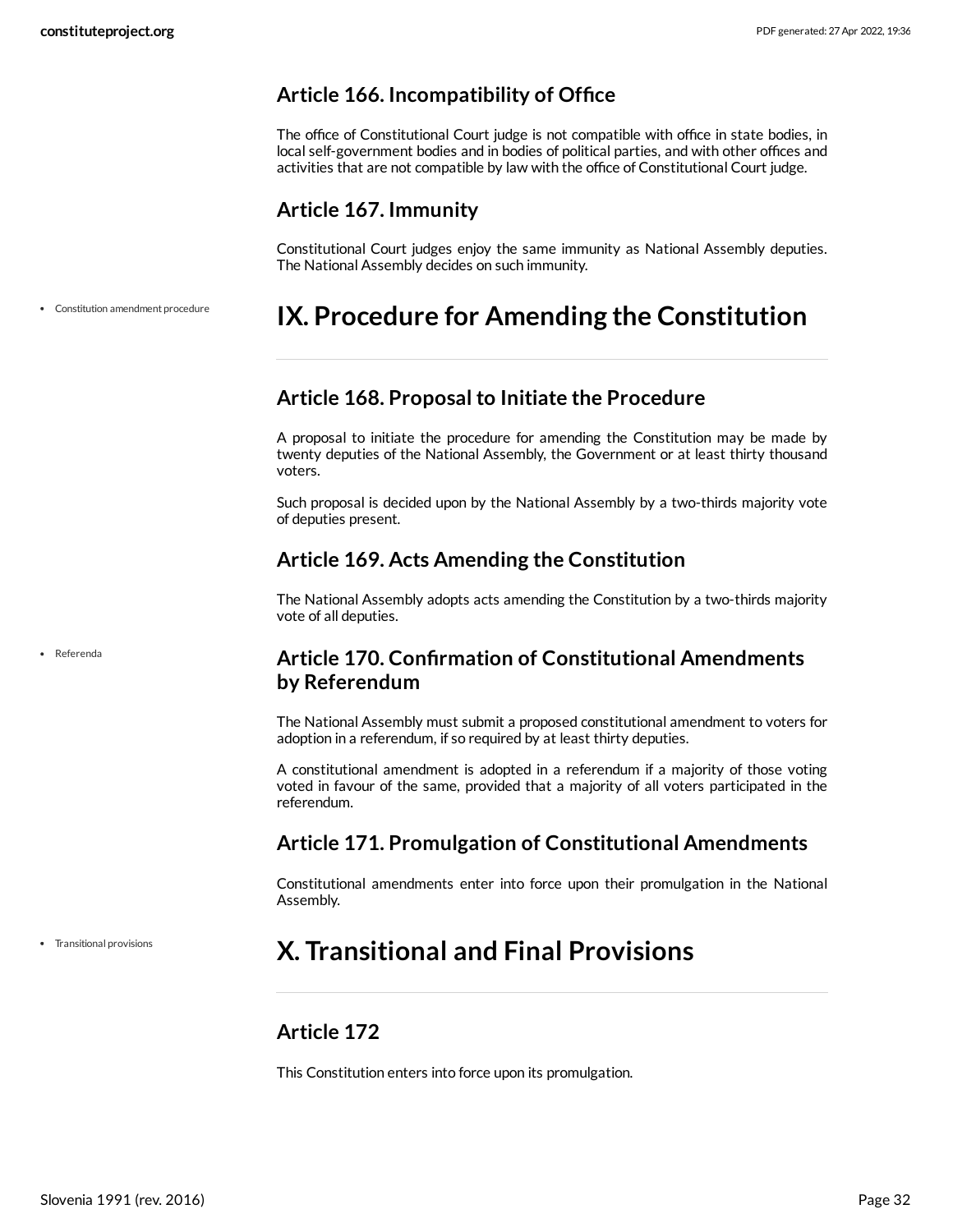### Article 166. Incompatibility of Office

The office of Constitutional Court judge is not compatible with office in state bodies, in local self-government bodies and in bodies of political parties, and with other offices and activities that are not compatible by law with the office of Constitutional Court judge.

### Article 167. Immunity

Constitutional Court judges enjoy the same immunity as National Assembly deputies. The National Assembly decides on such immunity.

- Constitution amendment procedure

# IX. Procedure for Amending the Constitution

### Article 168. Proposal to Initiate the Procedure

A proposal to initiate the procedure for amending the Constitution may be made by twenty deputies of the National Assembly, the Government or at least thirty thousand voters.

Such proposal is decided upon by the National Assembly by a two-thirds majority vote of deputies present.

### Article 169. Acts Amending the Constitution

The National Assembly adopts acts amending the Constitution by a two-thirds majority vote of all deputies.

- Referenda

### Article 170. Confirmation of Constitutional Amendments by Referendum

The National Assembly must submit a proposed constitutional amendment to voters for adoption in a referendum, if so required by at least thirty deputies.

A constitutional amendment is adopted in a referendum if a majority of those voting voted in favour of the same, provided that a majority of all voters participated in the referendum.

### Article 171. Promulgation of Constitutional Amendments

Constitutional amendments enter into force upon their promulgation in the National Assembly.

- Transitional provisions

# X. Transitional and Final Provisions

### Article 172

This Constitution enters into force upon its promulgation.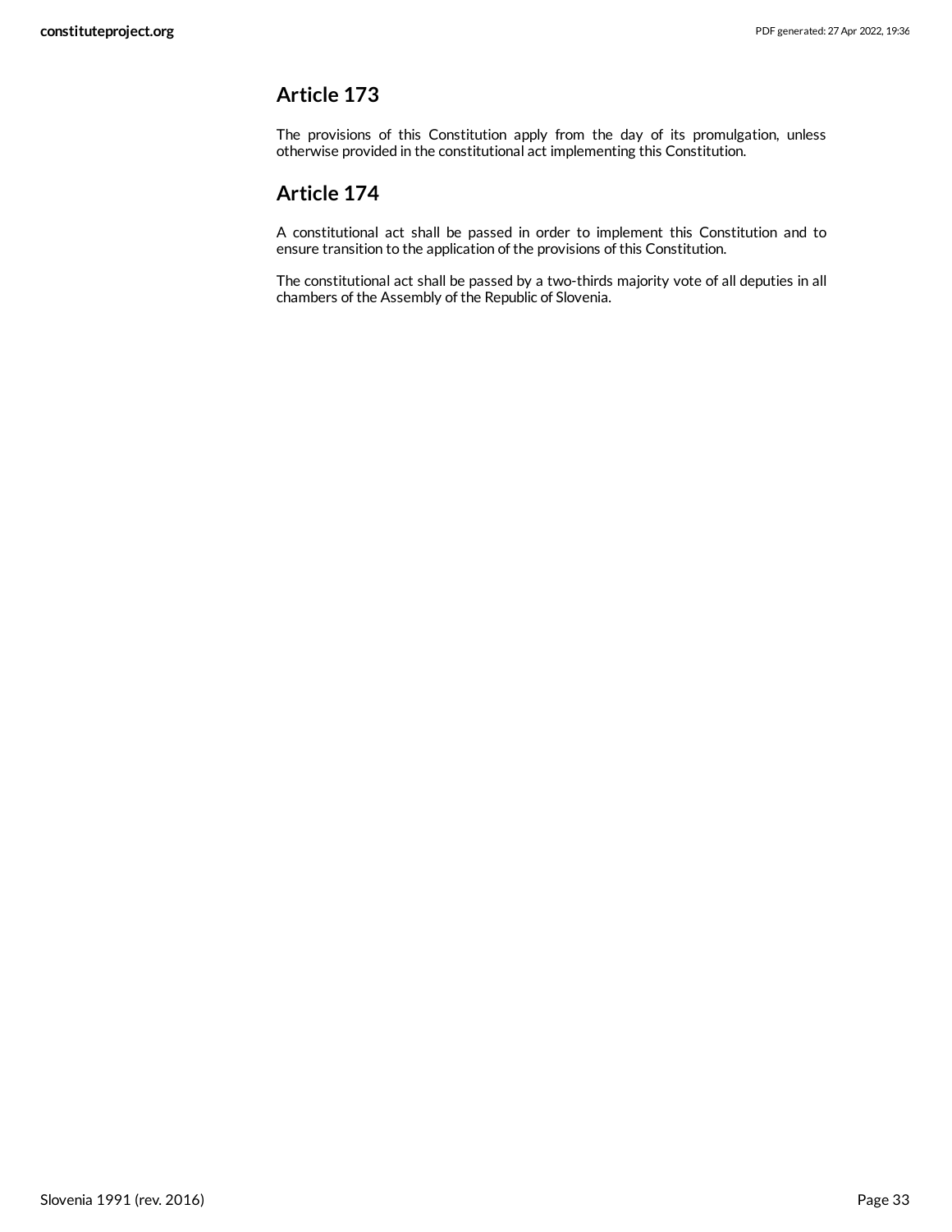## Article 173

The provisions of this Constitution apply from the day of its promulgation, unless otherwise provided in the constitutional act implementing this Constitution.

## Article 174

A constitutional act shall be passed in order to implement this Constitution and to ensure transition to the application of the provisions of this Constitution.

The constitutional act shall be passed by a two-thirds majority vote of all deputies in all chambers of the Assembly of the Republic of Slovenia.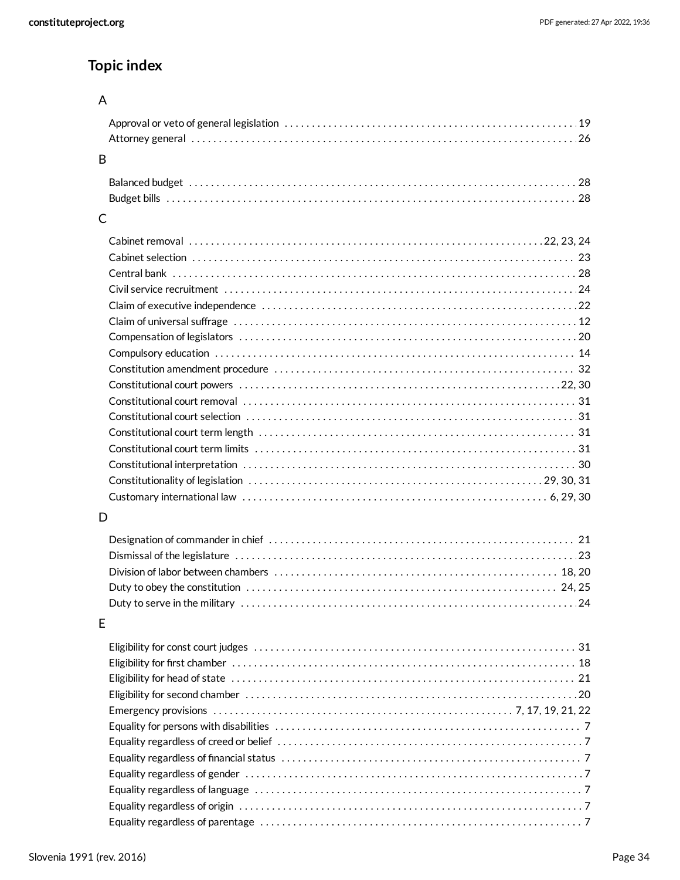## Topic index

### A

- Approval or veto of general legislation . . . 19
- Attorney general . . . 26

### B

- Balanced budget . . . 28
- Budget bills . . . 28

### C

- Cabinet removal . . . 22, 23, 24
- Cabinet selection . . . 23
- Central bank . . . 28
- Civil service recruitment . . . 24
- Claim of executive independence . . . 22
- Claim of universal suffrage . . . 12
- Compensation of legislators . . . 20
- Compulsory education . . . 14
- Constitution amendment procedure . . . 32
- Constitutional court powers . . . 22, 30
- Constitutional court removal . . . 31
- Constitutional court selection . . . 31
- Constitutional court term length . . . 31
- Constitutional court term limits . . . 31
- Constitutional interpretation . . . 30
- Constitutionality of legislation . . . 29, 30, 31
- Customary international law . . . 6, 29, 30

### D

- Designation of commander in chief . . . 21
- Dismissal of the legislature . . . 23
- Division of labor between chambers . . . 18, 20
- Duty to obey the constitution . . . 24, 25
- Duty to serve in the military . . . 24

### E

- Eligibility for const court judges . . . 31
- Eligibility for first chamber . . . 18
- Eligibility for head of state . . . 21
- Eligibility for second chamber . . . 20
- Emergency provisions . . . 7, 17, 19, 21, 22
- Equality for persons with disabilities . . . 7
- Equality regardless of creed or belief . . . 7
- Equality regardless of financial status . . . 7
- Equality regardless of gender . . . 7
- Equality regardless of language . . . 7
- Equality regardless of origin . . . 7
- Equality regardless of parentage . . . 7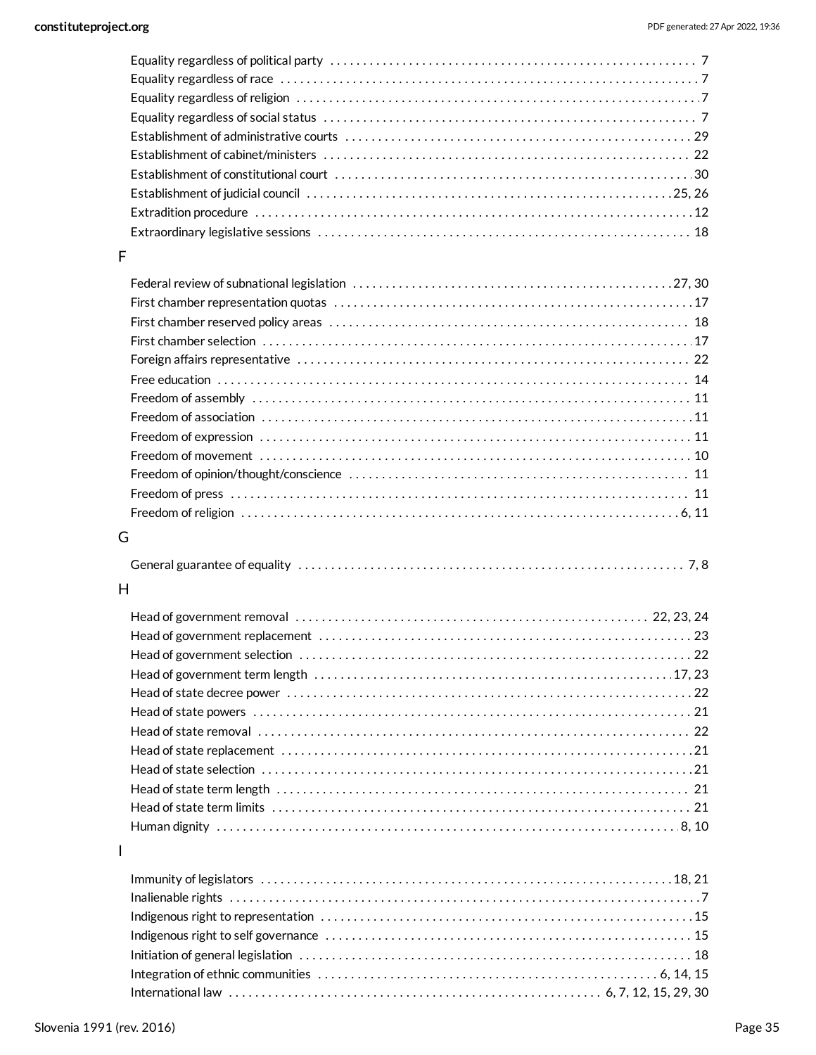Equality regardless of political party . . . . . . . . . . 7
Equality regardless of race . . . . . . . . . . 7
Equality regardless of religion . . . . . . . . . . 7
Equality regardless of social status . . . . . . . . . . 7
Establishment of administrative courts . . . . . . . . . . 29
Establishment of cabinet/ministers . . . . . . . . . . 22
Establishment of constitutional court . . . . . . . . . . 30
Establishment of judicial council . . . . . . . . . . 25, 26
Extradition procedure . . . . . . . . . . 12
Extraordinary legislative sessions . . . . . . . . . . 18

F

Federal review of subnational legislation . . . . . . . . . . 27, 30
First chamber representation quotas . . . . . . . . . . 17
First chamber reserved policy areas . . . . . . . . . . 18
First chamber selection . . . . . . . . . . 17
Foreign affairs representative . . . . . . . . . . 22
Free education . . . . . . . . . . 14
Freedom of assembly . . . . . . . . . . 11
Freedom of association . . . . . . . . . . 11
Freedom of expression . . . . . . . . . . 11
Freedom of movement . . . . . . . . . . 10
Freedom of opinion/thought/conscience . . . . . . . . . . 11
Freedom of press . . . . . . . . . . 11
Freedom of religion . . . . . . . . . . 6, 11

G

General guarantee of equality . . . . . . . . . . 7, 8

H

Head of government removal . . . . . . . . . . 22, 23, 24
Head of government replacement . . . . . . . . . . 23
Head of government selection . . . . . . . . . . 22
Head of government term length . . . . . . . . . . 17, 23
Head of state decree power . . . . . . . . . . 22
Head of state powers . . . . . . . . . . 21
Head of state removal . . . . . . . . . . 22
Head of state replacement . . . . . . . . . . 21
Head of state selection . . . . . . . . . . 21
Head of state term length . . . . . . . . . . 21
Head of state term limits . . . . . . . . . . 21
Human dignity . . . . . . . . . . 8, 10

I

Immunity of legislators . . . . . . . . . . 18, 21
Inalienable rights . . . . . . . . . . 7
Indigenous right to representation . . . . . . . . . . 15
Indigenous right to self governance . . . . . . . . . . 15
Initiation of general legislation . . . . . . . . . . 18
Integration of ethnic communities . . . . . . . . . . 6, 14, 15
International law . . . . . . . . . . 6, 7, 12, 15, 29, 30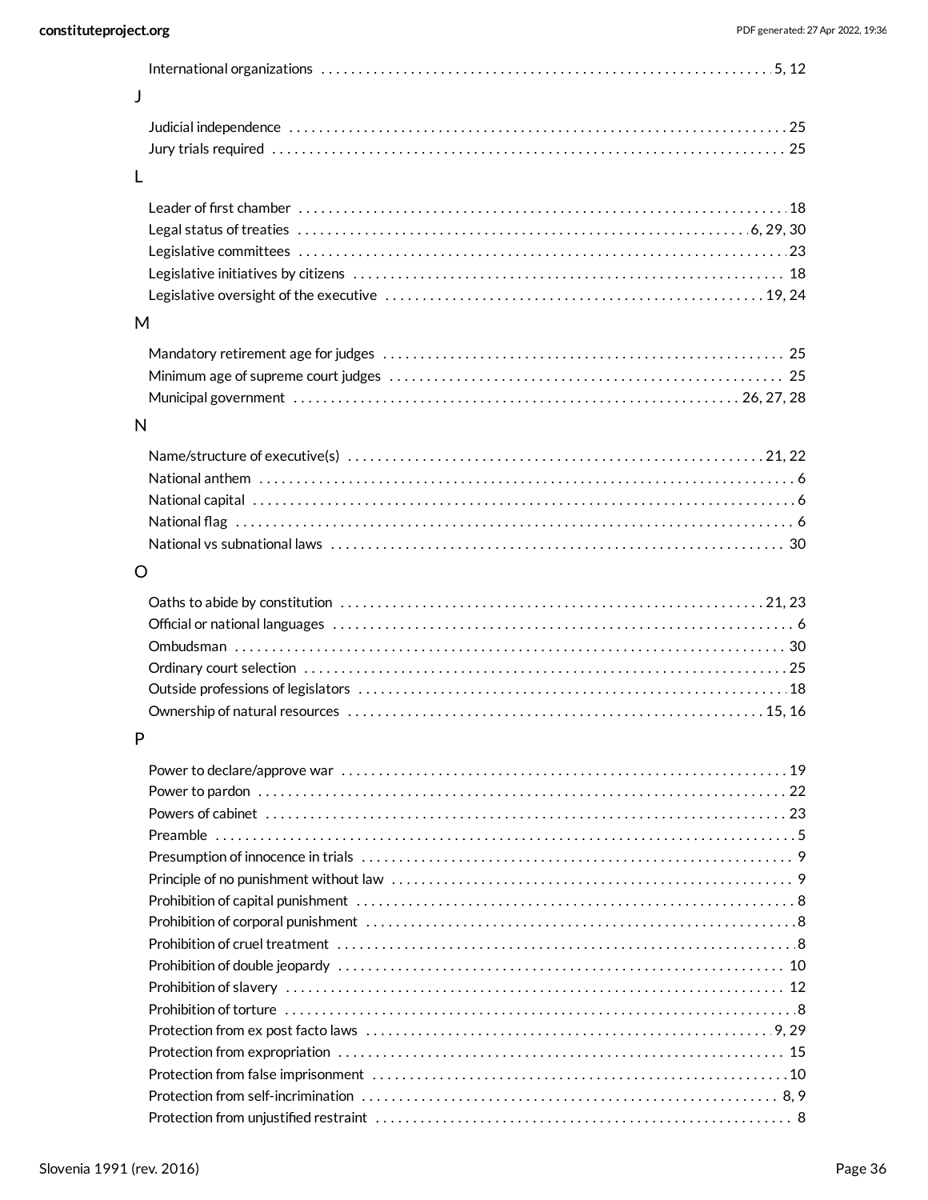International organizations . . . . . . . . . . . . . . . . . . . . . . . . . . . . . . . . . . . . . . . . . . . . . . . . . . . . . . . . . . . . . . 5, 12

J

Judicial independence . . . . . . . . . . . . . . . . . . . . . . . . . . . . . . . . . . . . . . . . . . . . . . . . . . . . . . . . . . . . . . . . . . . 25
Jury trials required . . . . . . . . . . . . . . . . . . . . . . . . . . . . . . . . . . . . . . . . . . . . . . . . . . . . . . . . . . . . . . . . . . . . . 25

L

Leader of first chamber . . . . . . . . . . . . . . . . . . . . . . . . . . . . . . . . . . . . . . . . . . . . . . . . . . . . . . . . . . . . . . . . . . 18
Legal status of treaties . . . . . . . . . . . . . . . . . . . . . . . . . . . . . . . . . . . . . . . . . . . . . . . . . . . . . . . . . . . . . 6, 29, 30
Legislative committees . . . . . . . . . . . . . . . . . . . . . . . . . . . . . . . . . . . . . . . . . . . . . . . . . . . . . . . . . . . . . . . . . . . 23
Legislative initiatives by citizens . . . . . . . . . . . . . . . . . . . . . . . . . . . . . . . . . . . . . . . . . . . . . . . . . . . . . . . . . . . 18
Legislative oversight of the executive . . . . . . . . . . . . . . . . . . . . . . . . . . . . . . . . . . . . . . . . . . . . . . . . . . . . 19, 24

M

Mandatory retirement age for judges . . . . . . . . . . . . . . . . . . . . . . . . . . . . . . . . . . . . . . . . . . . . . . . . . . . . . . 25
Minimum age of supreme court judges . . . . . . . . . . . . . . . . . . . . . . . . . . . . . . . . . . . . . . . . . . . . . . . . . . . . . 25
Municipal government . . . . . . . . . . . . . . . . . . . . . . . . . . . . . . . . . . . . . . . . . . . . . . . . . . . . . . . . . . . . 26, 27, 28

N

Name/structure of executive(s) . . . . . . . . . . . . . . . . . . . . . . . . . . . . . . . . . . . . . . . . . . . . . . . . . . . . . . . . 21, 22
National anthem . . . . . . . . . . . . . . . . . . . . . . . . . . . . . . . . . . . . . . . . . . . . . . . . . . . . . . . . . . . . . . . . . . . . . . . . . 6
National capital . . . . . . . . . . . . . . . . . . . . . . . . . . . . . . . . . . . . . . . . . . . . . . . . . . . . . . . . . . . . . . . . . . . . . . . . . 6
National flag . . . . . . . . . . . . . . . . . . . . . . . . . . . . . . . . . . . . . . . . . . . . . . . . . . . . . . . . . . . . . . . . . . . . . . . . . . . 6
National vs subnational laws . . . . . . . . . . . . . . . . . . . . . . . . . . . . . . . . . . . . . . . . . . . . . . . . . . . . . . . . . . . . . 30

O

Oaths to abide by constitution . . . . . . . . . . . . . . . . . . . . . . . . . . . . . . . . . . . . . . . . . . . . . . . . . . . . . . . . . 21, 23
Official or national languages . . . . . . . . . . . . . . . . . . . . . . . . . . . . . . . . . . . . . . . . . . . . . . . . . . . . . . . . . . . . . . 6
Ombudsman . . . . . . . . . . . . . . . . . . . . . . . . . . . . . . . . . . . . . . . . . . . . . . . . . . . . . . . . . . . . . . . . . . . . . . . . . . 30
Ordinary court selection . . . . . . . . . . . . . . . . . . . . . . . . . . . . . . . . . . . . . . . . . . . . . . . . . . . . . . . . . . . . . . . . . 25
Outside professions of legislators . . . . . . . . . . . . . . . . . . . . . . . . . . . . . . . . . . . . . . . . . . . . . . . . . . . . . . . . . 18
Ownership of natural resources . . . . . . . . . . . . . . . . . . . . . . . . . . . . . . . . . . . . . . . . . . . . . . . . . . . . . . . . 15, 16

P

Power to declare/approve war . . . . . . . . . . . . . . . . . . . . . . . . . . . . . . . . . . . . . . . . . . . . . . . . . . . . . . . . . . . 19
Power to pardon . . . . . . . . . . . . . . . . . . . . . . . . . . . . . . . . . . . . . . . . . . . . . . . . . . . . . . . . . . . . . . . . . . . . . . . 22
Powers of cabinet . . . . . . . . . . . . . . . . . . . . . . . . . . . . . . . . . . . . . . . . . . . . . . . . . . . . . . . . . . . . . . . . . . . . . . 23
Preamble . . . . . . . . . . . . . . . . . . . . . . . . . . . . . . . . . . . . . . . . . . . . . . . . . . . . . . . . . . . . . . . . . . . . . . . . . . . . . 5
Presumption of innocence in trials . . . . . . . . . . . . . . . . . . . . . . . . . . . . . . . . . . . . . . . . . . . . . . . . . . . . . . . . . 9
Principle of no punishment without law . . . . . . . . . . . . . . . . . . . . . . . . . . . . . . . . . . . . . . . . . . . . . . . . . . . . . 9
Prohibition of capital punishment . . . . . . . . . . . . . . . . . . . . . . . . . . . . . . . . . . . . . . . . . . . . . . . . . . . . . . . . . . 8
Prohibition of corporal punishment . . . . . . . . . . . . . . . . . . . . . . . . . . . . . . . . . . . . . . . . . . . . . . . . . . . . . . . . . 8
Prohibition of cruel treatment . . . . . . . . . . . . . . . . . . . . . . . . . . . . . . . . . . . . . . . . . . . . . . . . . . . . . . . . . . . . . 8
Prohibition of double jeopardy . . . . . . . . . . . . . . . . . . . . . . . . . . . . . . . . . . . . . . . . . . . . . . . . . . . . . . . . . . . 10
Prohibition of slavery . . . . . . . . . . . . . . . . . . . . . . . . . . . . . . . . . . . . . . . . . . . . . . . . . . . . . . . . . . . . . . . . . . . 12
Prohibition of torture . . . . . . . . . . . . . . . . . . . . . . . . . . . . . . . . . . . . . . . . . . . . . . . . . . . . . . . . . . . . . . . . . . . . 8
Protection from ex post facto laws . . . . . . . . . . . . . . . . . . . . . . . . . . . . . . . . . . . . . . . . . . . . . . . . . . . . . . . 9, 29
Protection from expropriation . . . . . . . . . . . . . . . . . . . . . . . . . . . . . . . . . . . . . . . . . . . . . . . . . . . . . . . . . . . . 15
Protection from false imprisonment . . . . . . . . . . . . . . . . . . . . . . . . . . . . . . . . . . . . . . . . . . . . . . . . . . . . . . . 10
Protection from self-incrimination . . . . . . . . . . . . . . . . . . . . . . . . . . . . . . . . . . . . . . . . . . . . . . . . . . . . . . . . 8, 9
Protection from unjustified restraint . . . . . . . . . . . . . . . . . . . . . . . . . . . . . . . . . . . . . . . . . . . . . . . . . . . . . . . . 8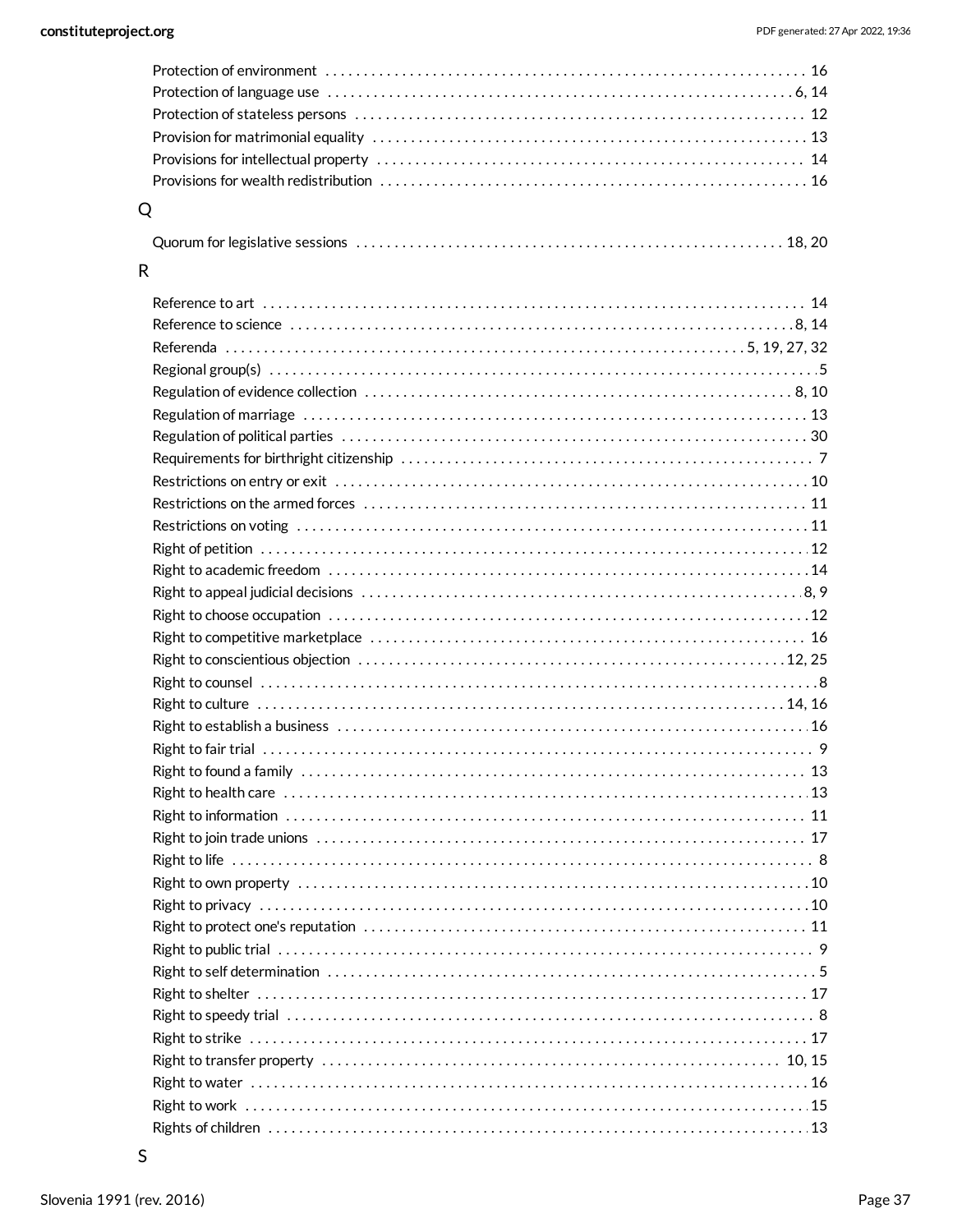Protection of environment . . . . . . . . . . . . . . . . . . . . . . . . . . . . . . . . . . . . . . . . . . . . . . . . . . . . . . . . . . . . . . . 16
Protection of language use . . . . . . . . . . . . . . . . . . . . . . . . . . . . . . . . . . . . . . . . . . . . . . . . . . . . . . . . . . . . . . 6, 14
Protection of stateless persons . . . . . . . . . . . . . . . . . . . . . . . . . . . . . . . . . . . . . . . . . . . . . . . . . . . . . . . . . . . 12
Provision for matrimonial equality . . . . . . . . . . . . . . . . . . . . . . . . . . . . . . . . . . . . . . . . . . . . . . . . . . . . . . . . . 13
Provisions for intellectual property . . . . . . . . . . . . . . . . . . . . . . . . . . . . . . . . . . . . . . . . . . . . . . . . . . . . . . . . 14
Provisions for wealth redistribution . . . . . . . . . . . . . . . . . . . . . . . . . . . . . . . . . . . . . . . . . . . . . . . . . . . . . . . . 16

Q

Quorum for legislative sessions . . . . . . . . . . . . . . . . . . . . . . . . . . . . . . . . . . . . . . . . . . . . . . . . . . . . . . . 18, 20

R

Reference to art . . . . . . . . . . . . . . . . . . . . . . . . . . . . . . . . . . . . . . . . . . . . . . . . . . . . . . . . . . . . . . . . . . . . . 14
Reference to science . . . . . . . . . . . . . . . . . . . . . . . . . . . . . . . . . . . . . . . . . . . . . . . . . . . . . . . . . . . . . . . . . 8, 14
Referenda . . . . . . . . . . . . . . . . . . . . . . . . . . . . . . . . . . . . . . . . . . . . . . . . . . . . . . . . . . . . . . . . . . . 5, 19, 27, 32
Regional group(s) . . . . . . . . . . . . . . . . . . . . . . . . . . . . . . . . . . . . . . . . . . . . . . . . . . . . . . . . . . . . . . . . . . . . . 5
Regulation of evidence collection . . . . . . . . . . . . . . . . . . . . . . . . . . . . . . . . . . . . . . . . . . . . . . . . . . . . . . . . 8, 10
Regulation of marriage . . . . . . . . . . . . . . . . . . . . . . . . . . . . . . . . . . . . . . . . . . . . . . . . . . . . . . . . . . . . . . . . . 13
Regulation of political parties . . . . . . . . . . . . . . . . . . . . . . . . . . . . . . . . . . . . . . . . . . . . . . . . . . . . . . . . . . . 30
Requirements for birthright citizenship . . . . . . . . . . . . . . . . . . . . . . . . . . . . . . . . . . . . . . . . . . . . . . . . . . . . 7
Restrictions on entry or exit . . . . . . . . . . . . . . . . . . . . . . . . . . . . . . . . . . . . . . . . . . . . . . . . . . . . . . . . . . . . 10
Restrictions on the armed forces . . . . . . . . . . . . . . . . . . . . . . . . . . . . . . . . . . . . . . . . . . . . . . . . . . . . . . . . . 11
Restrictions on voting . . . . . . . . . . . . . . . . . . . . . . . . . . . . . . . . . . . . . . . . . . . . . . . . . . . . . . . . . . . . . . . . . . 11
Right of petition . . . . . . . . . . . . . . . . . . . . . . . . . . . . . . . . . . . . . . . . . . . . . . . . . . . . . . . . . . . . . . . . . . . . . . 12
Right to academic freedom . . . . . . . . . . . . . . . . . . . . . . . . . . . . . . . . . . . . . . . . . . . . . . . . . . . . . . . . . . . . . . 14
Right to appeal judicial decisions . . . . . . . . . . . . . . . . . . . . . . . . . . . . . . . . . . . . . . . . . . . . . . . . . . . . . . . . 8, 9
Right to choose occupation . . . . . . . . . . . . . . . . . . . . . . . . . . . . . . . . . . . . . . . . . . . . . . . . . . . . . . . . . . . . . . 12
Right to competitive marketplace . . . . . . . . . . . . . . . . . . . . . . . . . . . . . . . . . . . . . . . . . . . . . . . . . . . . . . . . . 16
Right to conscientious objection . . . . . . . . . . . . . . . . . . . . . . . . . . . . . . . . . . . . . . . . . . . . . . . . . . . . . . . 12, 25
Right to counsel . . . . . . . . . . . . . . . . . . . . . . . . . . . . . . . . . . . . . . . . . . . . . . . . . . . . . . . . . . . . . . . . . . . . . . . 8
Right to culture . . . . . . . . . . . . . . . . . . . . . . . . . . . . . . . . . . . . . . . . . . . . . . . . . . . . . . . . . . . . . . . . . . . . 14, 16
Right to establish a business . . . . . . . . . . . . . . . . . . . . . . . . . . . . . . . . . . . . . . . . . . . . . . . . . . . . . . . . . . . . . 16
Right to fair trial . . . . . . . . . . . . . . . . . . . . . . . . . . . . . . . . . . . . . . . . . . . . . . . . . . . . . . . . . . . . . . . . . . . . . . . 9
Right to found a family . . . . . . . . . . . . . . . . . . . . . . . . . . . . . . . . . . . . . . . . . . . . . . . . . . . . . . . . . . . . . . . . . 13
Right to health care . . . . . . . . . . . . . . . . . . . . . . . . . . . . . . . . . . . . . . . . . . . . . . . . . . . . . . . . . . . . . . . . . . . 13
Right to information . . . . . . . . . . . . . . . . . . . . . . . . . . . . . . . . . . . . . . . . . . . . . . . . . . . . . . . . . . . . . . . . . . 11
Right to join trade unions . . . . . . . . . . . . . . . . . . . . . . . . . . . . . . . . . . . . . . . . . . . . . . . . . . . . . . . . . . . . . . 17
Right to life . . . . . . . . . . . . . . . . . . . . . . . . . . . . . . . . . . . . . . . . . . . . . . . . . . . . . . . . . . . . . . . . . . . . . . . . . . . 8
Right to own property . . . . . . . . . . . . . . . . . . . . . . . . . . . . . . . . . . . . . . . . . . . . . . . . . . . . . . . . . . . . . . . . . 10
Right to privacy . . . . . . . . . . . . . . . . . . . . . . . . . . . . . . . . . . . . . . . . . . . . . . . . . . . . . . . . . . . . . . . . . . . . . . 10
Right to protect one's reputation . . . . . . . . . . . . . . . . . . . . . . . . . . . . . . . . . . . . . . . . . . . . . . . . . . . . . . . . . 11
Right to public trial . . . . . . . . . . . . . . . . . . . . . . . . . . . . . . . . . . . . . . . . . . . . . . . . . . . . . . . . . . . . . . . . . . . . 9
Right to self determination . . . . . . . . . . . . . . . . . . . . . . . . . . . . . . . . . . . . . . . . . . . . . . . . . . . . . . . . . . . . . . . 5
Right to shelter . . . . . . . . . . . . . . . . . . . . . . . . . . . . . . . . . . . . . . . . . . . . . . . . . . . . . . . . . . . . . . . . . . . . . . 17
Right to speedy trial . . . . . . . . . . . . . . . . . . . . . . . . . . . . . . . . . . . . . . . . . . . . . . . . . . . . . . . . . . . . . . . . . . . 8
Right to strike . . . . . . . . . . . . . . . . . . . . . . . . . . . . . . . . . . . . . . . . . . . . . . . . . . . . . . . . . . . . . . . . . . . . . . . 17
Right to transfer property . . . . . . . . . . . . . . . . . . . . . . . . . . . . . . . . . . . . . . . . . . . . . . . . . . . . . . . . . . . . 10, 15
Right to water . . . . . . . . . . . . . . . . . . . . . . . . . . . . . . . . . . . . . . . . . . . . . . . . . . . . . . . . . . . . . . . . . . . . . . . 16
Right to work . . . . . . . . . . . . . . . . . . . . . . . . . . . . . . . . . . . . . . . . . . . . . . . . . . . . . . . . . . . . . . . . . . . . . . . . 15
Rights of children . . . . . . . . . . . . . . . . . . . . . . . . . . . . . . . . . . . . . . . . . . . . . . . . . . . . . . . . . . . . . . . . . . . . 13

S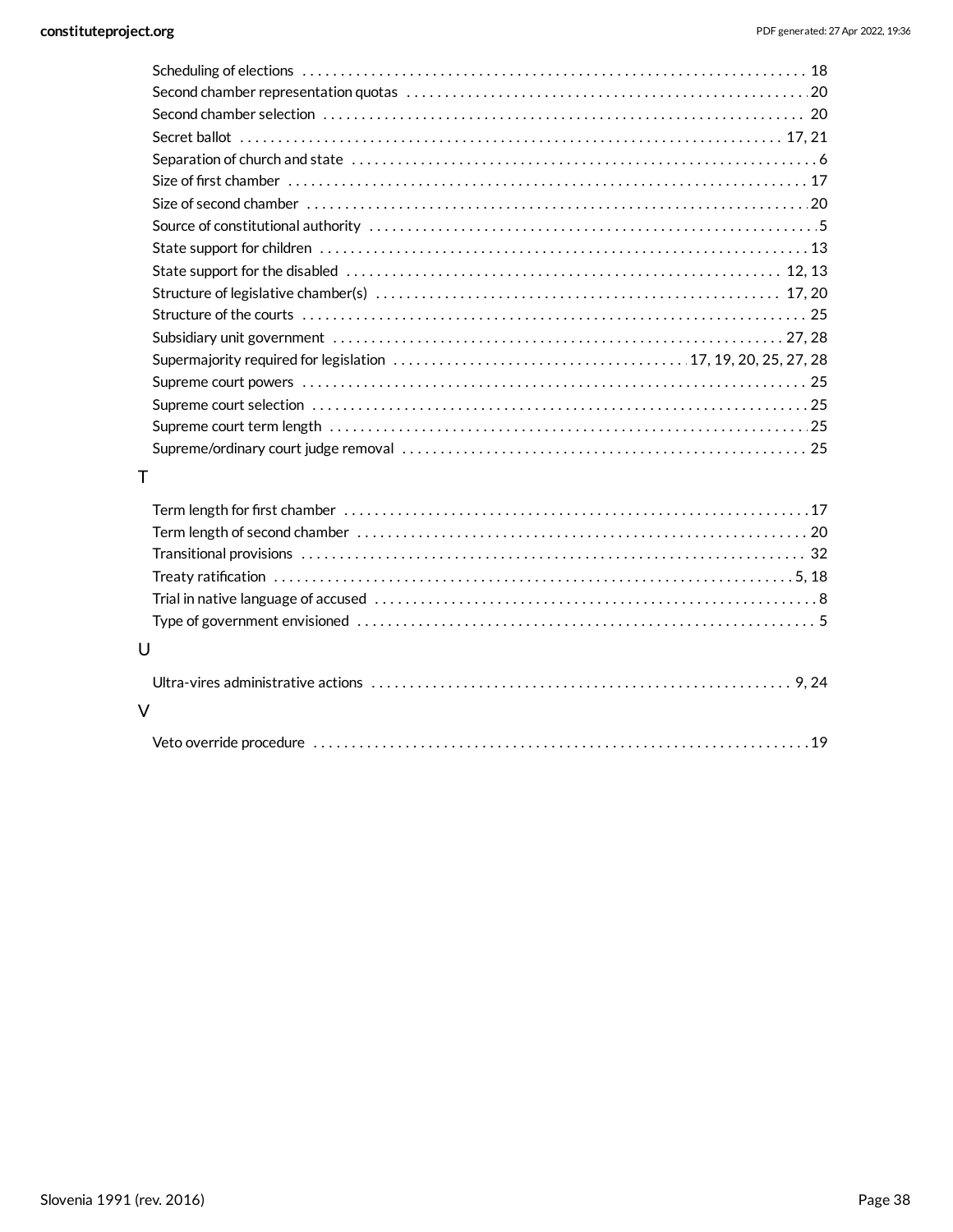Scheduling of elections . . . . . . . . . . . . . . . . . . . . . . . . . . . . . . . . . . . . . . . . . . . . . . . . . . . . . . . . . . . . . . . . . . . 18
Second chamber representation quotas . . . . . . . . . . . . . . . . . . . . . . . . . . . . . . . . . . . . . . . . . . . . . . . . . . . . . . . 20
Second chamber selection . . . . . . . . . . . . . . . . . . . . . . . . . . . . . . . . . . . . . . . . . . . . . . . . . . . . . . . . . . . . . . . . 20
Secret ballot . . . . . . . . . . . . . . . . . . . . . . . . . . . . . . . . . . . . . . . . . . . . . . . . . . . . . . . . . . . . . . . . . . . . . . 17, 21
Separation of church and state . . . . . . . . . . . . . . . . . . . . . . . . . . . . . . . . . . . . . . . . . . . . . . . . . . . . . . . . . . . . . 6
Size of first chamber . . . . . . . . . . . . . . . . . . . . . . . . . . . . . . . . . . . . . . . . . . . . . . . . . . . . . . . . . . . . . . . . . . . 17
Size of second chamber . . . . . . . . . . . . . . . . . . . . . . . . . . . . . . . . . . . . . . . . . . . . . . . . . . . . . . . . . . . . . . . . 20
Source of constitutional authority . . . . . . . . . . . . . . . . . . . . . . . . . . . . . . . . . . . . . . . . . . . . . . . . . . . . . . . . . . 5
State support for children . . . . . . . . . . . . . . . . . . . . . . . . . . . . . . . . . . . . . . . . . . . . . . . . . . . . . . . . . . . . . . . 13
State support for the disabled . . . . . . . . . . . . . . . . . . . . . . . . . . . . . . . . . . . . . . . . . . . . . . . . . . . . . . . . . 12, 13
Structure of legislative chamber(s) . . . . . . . . . . . . . . . . . . . . . . . . . . . . . . . . . . . . . . . . . . . . . . . . . . . . . 17, 20
Structure of the courts . . . . . . . . . . . . . . . . . . . . . . . . . . . . . . . . . . . . . . . . . . . . . . . . . . . . . . . . . . . . . . . . . 25
Subsidiary unit government . . . . . . . . . . . . . . . . . . . . . . . . . . . . . . . . . . . . . . . . . . . . . . . . . . . . . . . . . . . 27, 28
Supermajority required for legislation . . . . . . . . . . . . . . . . . . . . . . . . . . . . . . . . . . . . . . 17, 19, 20, 25, 27, 28
Supreme court powers . . . . . . . . . . . . . . . . . . . . . . . . . . . . . . . . . . . . . . . . . . . . . . . . . . . . . . . . . . . . . . . . . 25
Supreme court selection . . . . . . . . . . . . . . . . . . . . . . . . . . . . . . . . . . . . . . . . . . . . . . . . . . . . . . . . . . . . . . . . 25
Supreme court term length . . . . . . . . . . . . . . . . . . . . . . . . . . . . . . . . . . . . . . . . . . . . . . . . . . . . . . . . . . . . . . 25
Supreme/ordinary court judge removal . . . . . . . . . . . . . . . . . . . . . . . . . . . . . . . . . . . . . . . . . . . . . . . . . . . . 25

T

Term length for first chamber . . . . . . . . . . . . . . . . . . . . . . . . . . . . . . . . . . . . . . . . . . . . . . . . . . . . . . . . . . . . 17
Term length of second chamber . . . . . . . . . . . . . . . . . . . . . . . . . . . . . . . . . . . . . . . . . . . . . . . . . . . . . . . . . . 20
Transitional provisions . . . . . . . . . . . . . . . . . . . . . . . . . . . . . . . . . . . . . . . . . . . . . . . . . . . . . . . . . . . . . . . . . 32
Treaty ratification . . . . . . . . . . . . . . . . . . . . . . . . . . . . . . . . . . . . . . . . . . . . . . . . . . . . . . . . . . . . . . . . . . . 5, 18
Trial in native language of accused . . . . . . . . . . . . . . . . . . . . . . . . . . . . . . . . . . . . . . . . . . . . . . . . . . . . . . . . . 8
Type of government envisioned . . . . . . . . . . . . . . . . . . . . . . . . . . . . . . . . . . . . . . . . . . . . . . . . . . . . . . . . . . . 5

U

Ultra-vires administrative actions . . . . . . . . . . . . . . . . . . . . . . . . . . . . . . . . . . . . . . . . . . . . . . . . . . . . . . . 9, 24

V

Veto override procedure . . . . . . . . . . . . . . . . . . . . . . . . . . . . . . . . . . . . . . . . . . . . . . . . . . . . . . . . . . . . . . . . 19